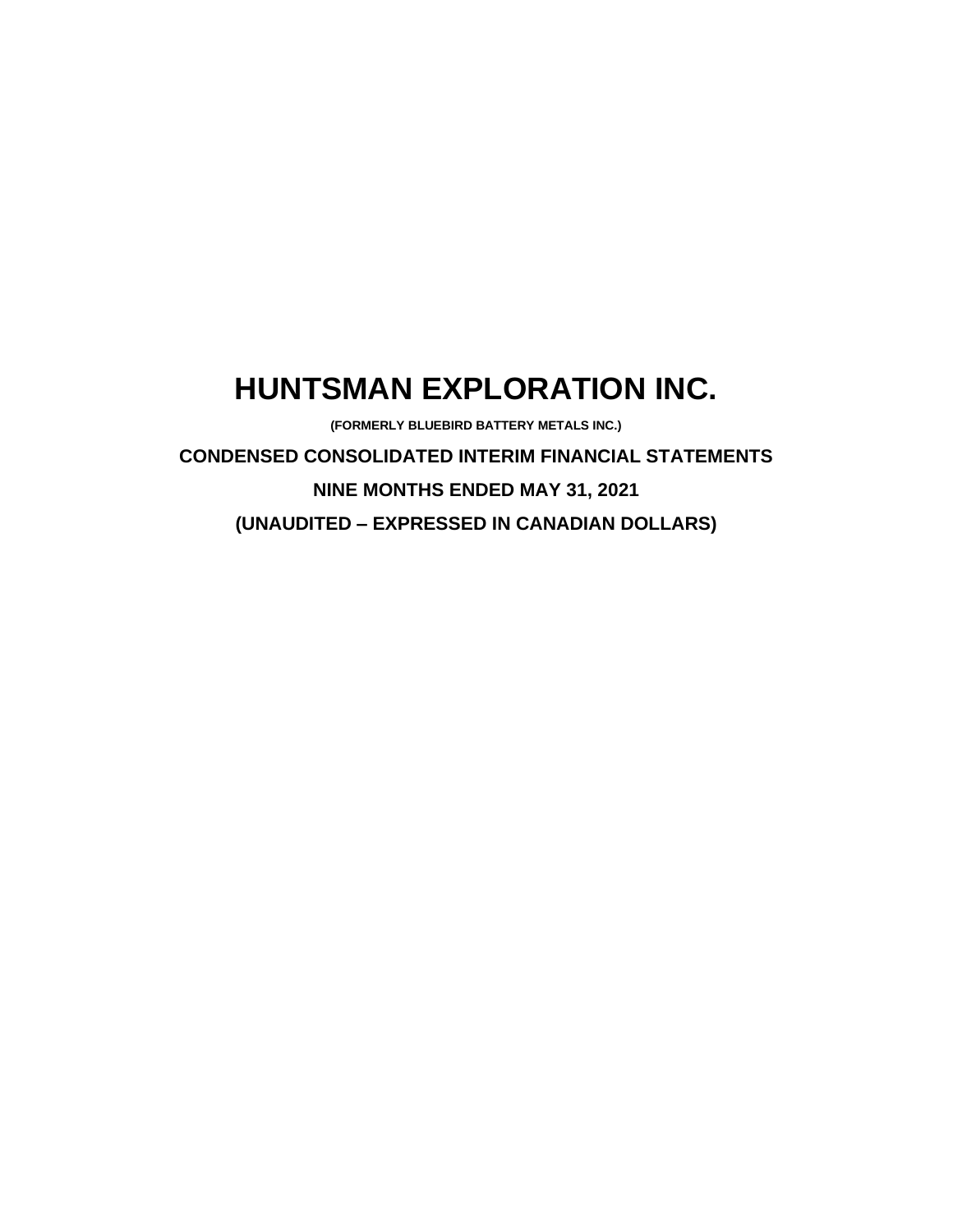# HUNTSMAN EXPLORATION INC.

**(FORMERLY BLUEBIRD BATTERY METALS INC.)**

**CONDENSED CONSOLIDATED INTERIM FINANCIAL STATEMENTS**

**NINE MONTHS ENDED MAY 31, 2021**

**(UNAUDITED – EXPRESSED IN CANADIAN DOLLARS)**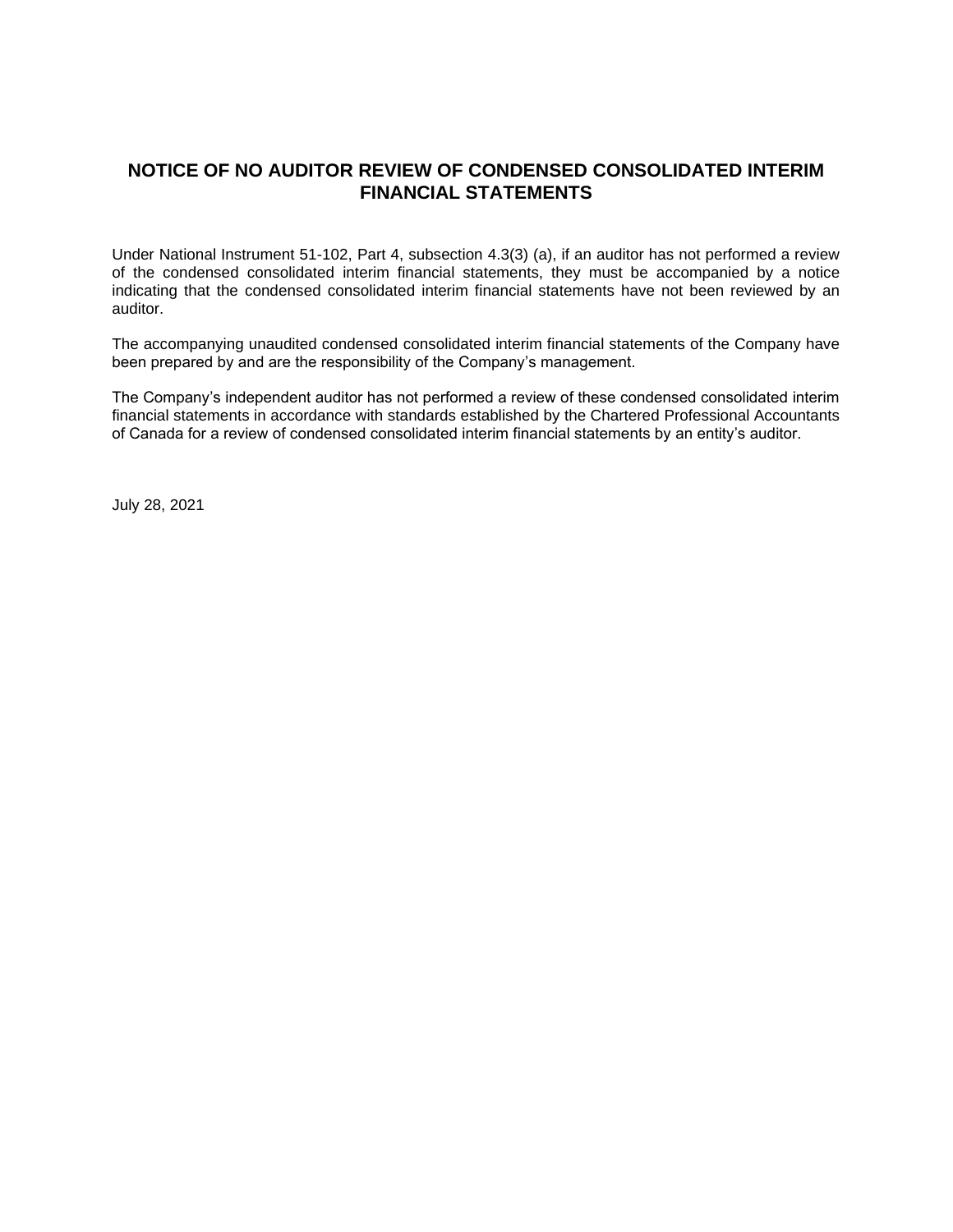# NOTICE OF NO AUDITOR REVIEW OF CONDENSED CONSOLIDATED INTERIM FINANCIAL STATEMENTS

Under National Instrument 51-102, Part 4, subsection 4.3(3) (a), if an auditor has not performed a review of the condensed consolidated interim financial statements, they must be accompanied by a notice indicating that the condensed consolidated interim financial statements have not been reviewed by an auditor.

The accompanying unaudited condensed consolidated interim financial statements of the Company have been prepared by and are the responsibility of the Company's management.

The Company's independent auditor has not performed a review of these condensed consolidated interim financial statements in accordance with standards established by the Chartered Professional Accountants of Canada for a review of condensed consolidated interim financial statements by an entity's auditor.

July 28, 2021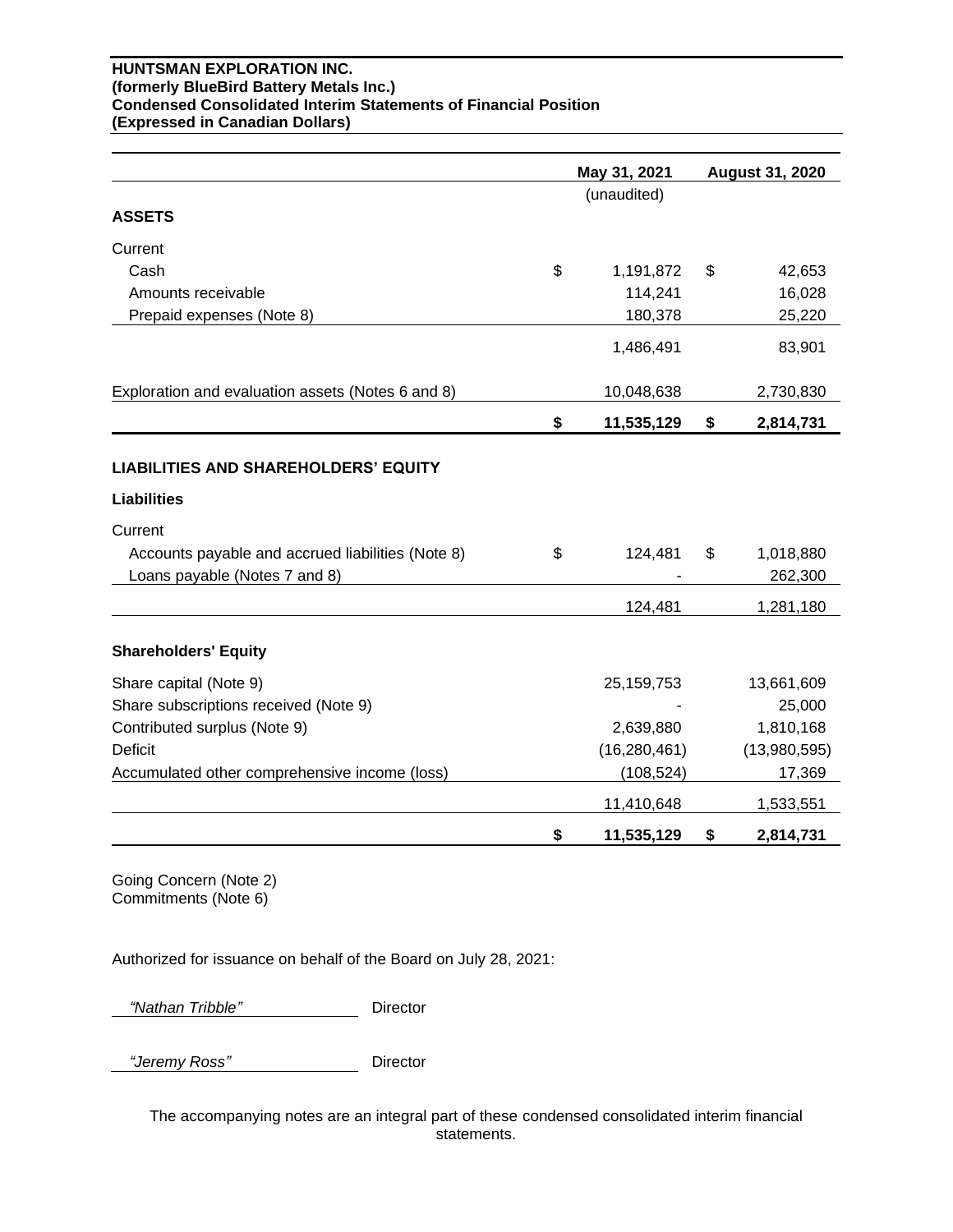**HUNTSMAN EXPLORATION INC.**
**(formerly BlueBird Battery Metals Inc.)**
**Condensed Consolidated Interim Statements of Financial Position**
**(Expressed in Canadian Dollars)**

| | May 31, 2021 | August 31, 2020 |
|---|---|---|
| | (unaudited) | |
| **ASSETS** | | |
| Current | | |
| Cash | $ 1,191,872 | $ 42,653 |
| Amounts receivable | 114,241 | 16,028 |
| Prepaid expenses (Note 8) | 180,378 | 25,220 |
| | 1,486,491 | 83,901 |
| Exploration and evaluation assets (Notes 6 and 8) | 10,048,638 | 2,730,830 |
| | **$ 11,535,129** | **$ 2,814,731** |
| **LIABILITIES AND SHAREHOLDERS' EQUITY** | | |
| **Liabilities** | | |
| Current | | |
| Accounts payable and accrued liabilities (Note 8) | $ 124,481 | $ 1,018,880 |
| Loans payable (Notes 7 and 8) | - | 262,300 |
| | 124,481 | 1,281,180 |
| **Shareholders' Equity** | | |
| Share capital (Note 9) | 25,159,753 | 13,661,609 |
| Share subscriptions received (Note 9) | - | 25,000 |
| Contributed surplus (Note 9) | 2,639,880 | 1,810,168 |
| Deficit | (16,280,461) | (13,980,595) |
| Accumulated other comprehensive income (loss) | (108,524) | 17,369 |
| | 11,410,648 | 1,533,551 |
| | **$ 11,535,129** | **$ 2,814,731** |

Going Concern (Note 2)
Commitments (Note 6)

Authorized for issuance on behalf of the Board on July 28, 2021:

*"Nathan Tribble"* Director

*"Jeremy Ross"* Director

The accompanying notes are an integral part of these condensed consolidated interim financial statements.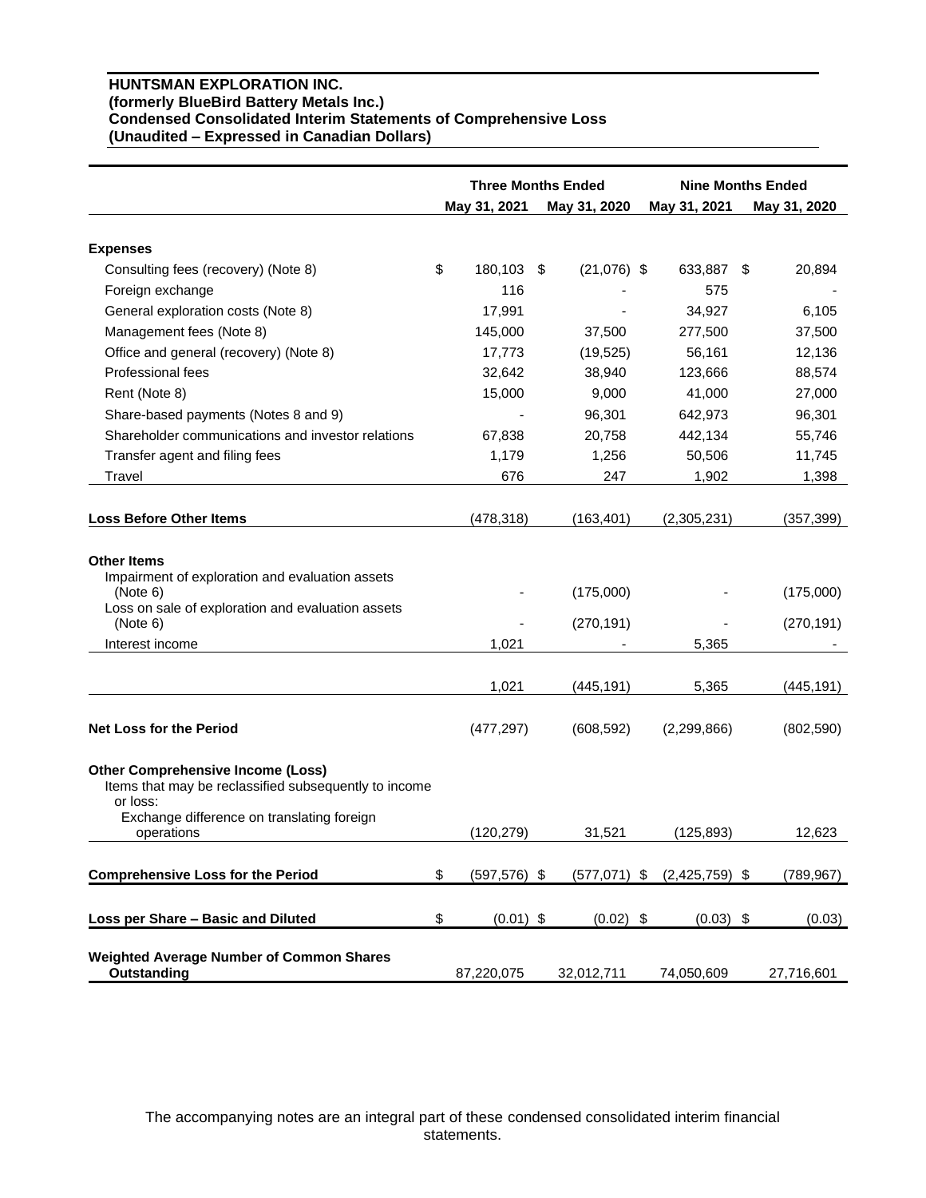**HUNTSMAN EXPLORATION INC.**
**(formerly BlueBird Battery Metals Inc.)**
**Condensed Consolidated Interim Statements of Comprehensive Loss**
**(Unaudited – Expressed in Canadian Dollars)**

| | Three Months Ended | | Nine Months Ended | |
|---|---|---|---|---|
| | May 31, 2021 | May 31, 2020 | May 31, 2021 | May 31, 2020 |
| **Expenses** | | | | |
| Consulting fees (recovery) (Note 8) | $ 180,103 | $ (21,076) | $ 633,887 | $ 20,894 |
| Foreign exchange | 116 | - | 575 | - |
| General exploration costs (Note 8) | 17,991 | - | 34,927 | 6,105 |
| Management fees (Note 8) | 145,000 | 37,500 | 277,500 | 37,500 |
| Office and general (recovery) (Note 8) | 17,773 | (19,525) | 56,161 | 12,136 |
| Professional fees | 32,642 | 38,940 | 123,666 | 88,574 |
| Rent (Note 8) | 15,000 | 9,000 | 41,000 | 27,000 |
| Share-based payments (Notes 8 and 9) | - | 96,301 | 642,973 | 96,301 |
| Shareholder communications and investor relations | 67,838 | 20,758 | 442,134 | 55,746 |
| Transfer agent and filing fees | 1,179 | 1,256 | 50,506 | 11,745 |
| Travel | 676 | 247 | 1,902 | 1,398 |
| **Loss Before Other Items** | (478,318) | (163,401) | (2,305,231) | (357,399) |
| **Other Items** | | | | |
| Impairment of exploration and evaluation assets (Note 6) | - | (175,000) | - | (175,000) |
| Loss on sale of exploration and evaluation assets (Note 6) | - | (270,191) | - | (270,191) |
| Interest income | 1,021 | - | 5,365 | - |
| | 1,021 | (445,191) | 5,365 | (445,191) |
| **Net Loss for the Period** | (477,297) | (608,592) | (2,299,866) | (802,590) |
| **Other Comprehensive Income (Loss)** | | | | |
| Items that may be reclassified subsequently to income or loss: | | | | |
| Exchange difference on translating foreign operations | (120,279) | 31,521 | (125,893) | 12,623 |
| **Comprehensive Loss for the Period** | $ (597,576) | $ (577,071) | $ (2,425,759) | $ (789,967) |
| **Loss per Share – Basic and Diluted** | $ (0.01) | $ (0.02) | $ (0.03) | $ (0.03) |
| **Weighted Average Number of Common Shares Outstanding** | 87,220,075 | 32,012,711 | 74,050,609 | 27,716,601 |

The accompanying notes are an integral part of these condensed consolidated interim financial statements.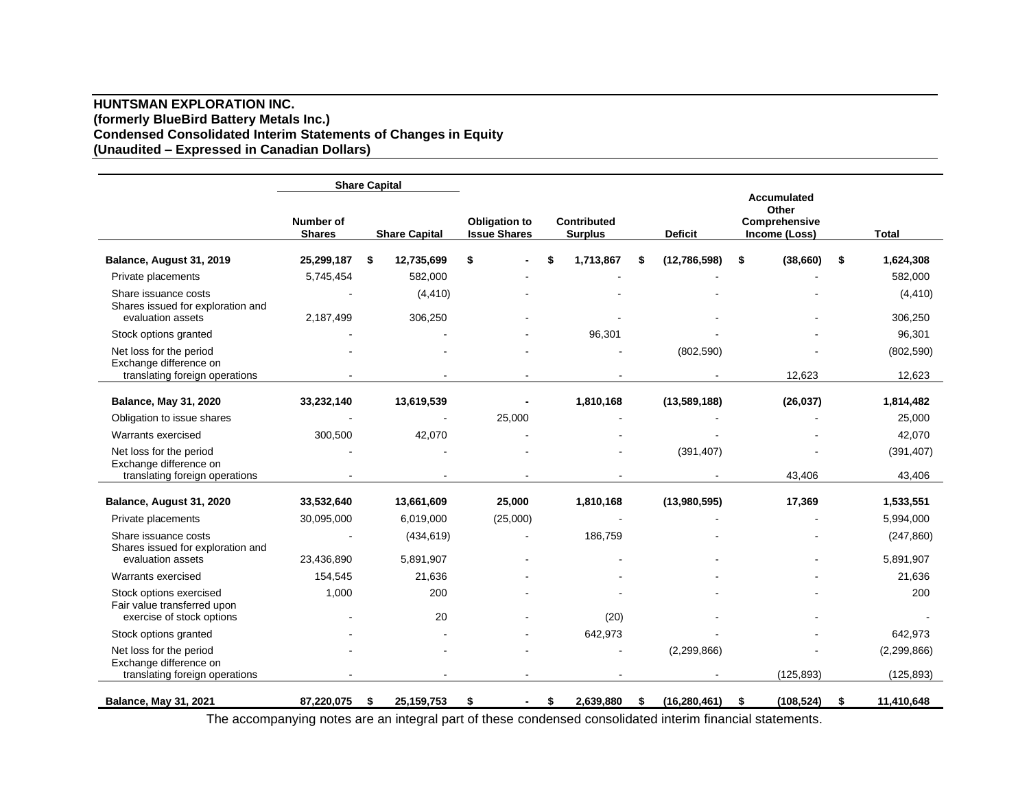**HUNTSMAN EXPLORATION INC.**
**(formerly BlueBird Battery Metals Inc.)**
**Condensed Consolidated Interim Statements of Changes in Equity**
**(Unaudited – Expressed in Canadian Dollars)**

| | Share Capital | | | | | | |
|---|---|---|---|---|---|---|---|
| | Number of Shares | Share Capital | Obligation to Issue Shares | Contributed Surplus | Deficit | Accumulated Other Comprehensive Income (Loss) | Total |
| **Balance, August 31, 2019** | **25,299,187** | **$ 12,735,699** | **$ -** | **$ 1,713,867** | **$ (12,786,598)** | **$ (38,660)** | **$ 1,624,308** |
| Private placements | 5,745,454 | 582,000 | - | - | - | - | 582,000 |
| Share issuance costs | - | (4,410) | - | - | - | - | (4,410) |
| Shares issued for exploration and evaluation assets | 2,187,499 | 306,250 | - | - | - | - | 306,250 |
| Stock options granted | - | - | - | 96,301 | - | - | 96,301 |
| Net loss for the period | - | - | - | - | (802,590) | - | (802,590) |
| Exchange difference on translating foreign operations | - | - | - | - | - | 12,623 | 12,623 |
| **Balance, May 31, 2020** | **33,232,140** | **13,619,539** | **-** | **1,810,168** | **(13,589,188)** | **(26,037)** | **1,814,482** |
| Obligation to issue shares | - | - | 25,000 | - | - | - | 25,000 |
| Warrants exercised | 300,500 | 42,070 | - | - | - | - | 42,070 |
| Net loss for the period | - | - | - | - | (391,407) | - | (391,407) |
| Exchange difference on translating foreign operations | - | - | - | - | - | 43,406 | 43,406 |
| **Balance, August 31, 2020** | **33,532,640** | **13,661,609** | **25,000** | **1,810,168** | **(13,980,595)** | **17,369** | **1,533,551** |
| Private placements | 30,095,000 | 6,019,000 | (25,000) | - | - | - | 5,994,000 |
| Share issuance costs | - | (434,619) | - | 186,759 | - | - | (247,860) |
| Shares issued for exploration and evaluation assets | 23,436,890 | 5,891,907 | - | - | - | - | 5,891,907 |
| Warrants exercised | 154,545 | 21,636 | - | - | - | - | 21,636 |
| Stock options exercised | 1,000 | 200 | - | - | - | - | 200 |
| Fair value transferred upon exercise of stock options | - | 20 | - | (20) | - | - | - |
| Stock options granted | - | - | - | 642,973 | - | - | 642,973 |
| Net loss for the period | - | - | - | - | (2,299,866) | - | (2,299,866) |
| Exchange difference on translating foreign operations | - | - | - | - | - | (125,893) | (125,893) |
| **Balance, May 31, 2021** | **87,220,075** | **$ 25,159,753** | **$ -** | **$ 2,639,880** | **$ (16,280,461)** | **$ (108,524)** | **$ 11,410,648** |

The accompanying notes are an integral part of these condensed consolidated interim financial statements.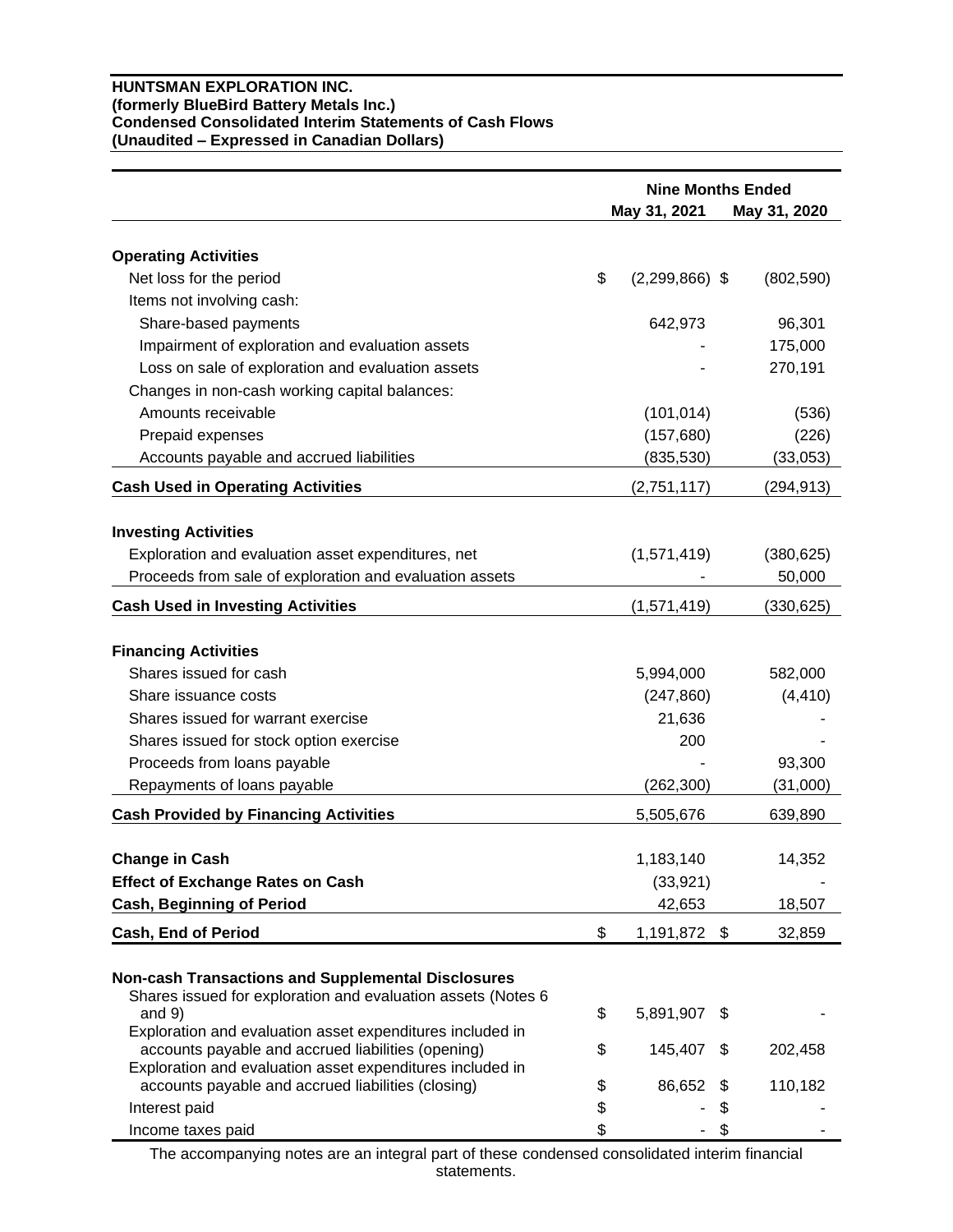**HUNTSMAN EXPLORATION INC.**
**(formerly BlueBird Battery Metals Inc.)**
**Condensed Consolidated Interim Statements of Cash Flows**
**(Unaudited – Expressed in Canadian Dollars)**

| | Nine Months Ended May 31, 2021 | Nine Months Ended May 31, 2020 |
|---|---|---|
| **Operating Activities** | | |
| Net loss for the period | $ (2,299,866) | $ (802,590) |
| Items not involving cash: | | |
| Share-based payments | 642,973 | 96,301 |
| Impairment of exploration and evaluation assets | - | 175,000 |
| Loss on sale of exploration and evaluation assets | - | 270,191 |
| Changes in non-cash working capital balances: | | |
| Amounts receivable | (101,014) | (536) |
| Prepaid expenses | (157,680) | (226) |
| Accounts payable and accrued liabilities | (835,530) | (33,053) |
| **Cash Used in Operating Activities** | (2,751,117) | (294,913) |
| **Investing Activities** | | |
| Exploration and evaluation asset expenditures, net | (1,571,419) | (380,625) |
| Proceeds from sale of exploration and evaluation assets | - | 50,000 |
| **Cash Used in Investing Activities** | (1,571,419) | (330,625) |
| **Financing Activities** | | |
| Shares issued for cash | 5,994,000 | 582,000 |
| Share issuance costs | (247,860) | (4,410) |
| Shares issued for warrant exercise | 21,636 | - |
| Shares issued for stock option exercise | 200 | - |
| Proceeds from loans payable | - | 93,300 |
| Repayments of loans payable | (262,300) | (31,000) |
| **Cash Provided by Financing Activities** | 5,505,676 | 639,890 |
| **Change in Cash** | 1,183,140 | 14,352 |
| **Effect of Exchange Rates on Cash** | (33,921) | - |
| **Cash, Beginning of Period** | 42,653 | 18,507 |
| **Cash, End of Period** | $ 1,191,872 | $ 32,859 |
| **Non-cash Transactions and Supplemental Disclosures** | | |
| Shares issued for exploration and evaluation assets (Notes 6 and 9) | $ 5,891,907 | $ - |
| Exploration and evaluation asset expenditures included in accounts payable and accrued liabilities (opening) | $ 145,407 | $ 202,458 |
| Exploration and evaluation asset expenditures included in accounts payable and accrued liabilities (closing) | $ 86,652 | $ 110,182 |
| Interest paid | $ - | $ - |
| Income taxes paid | $ - | $ - |

The accompanying notes are an integral part of these condensed consolidated interim financial statements.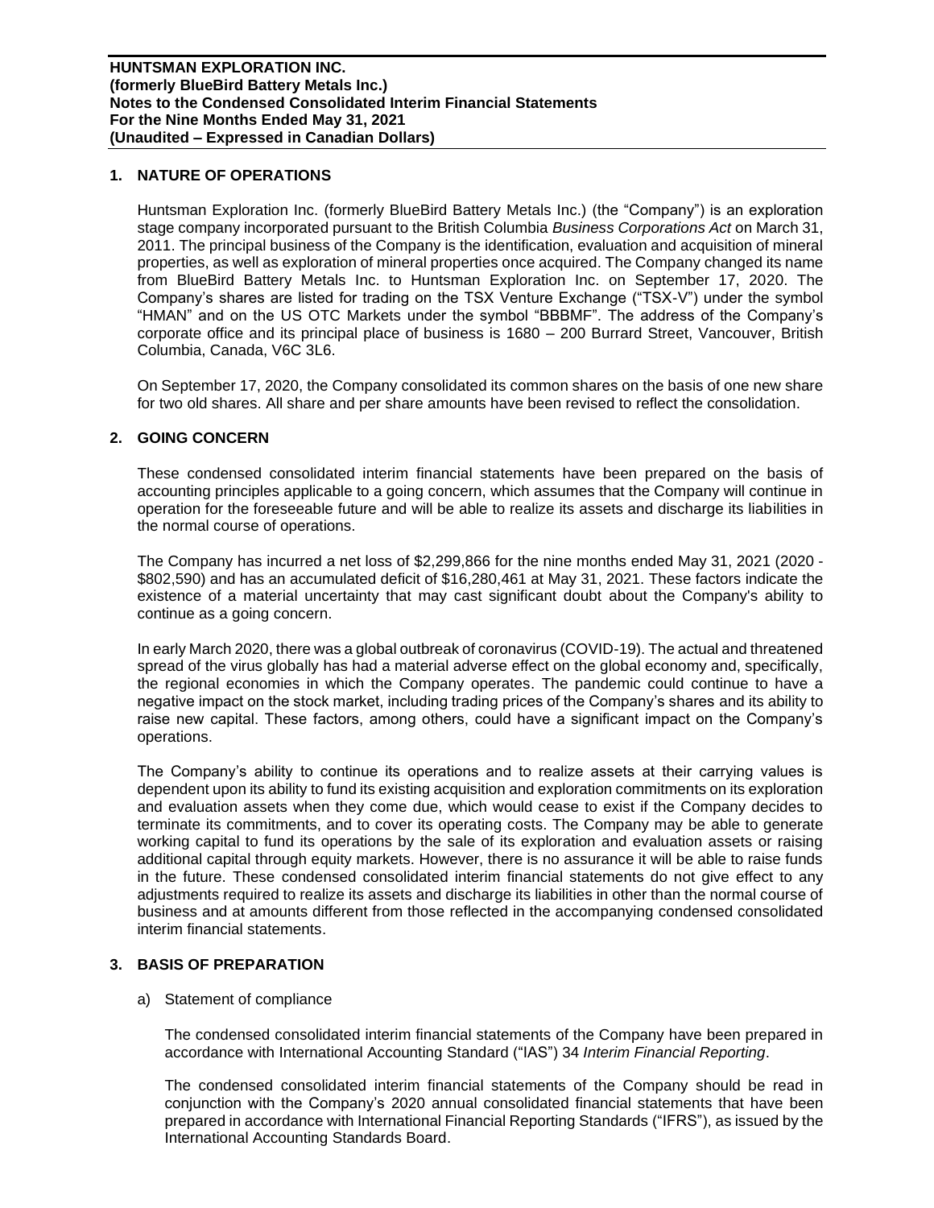## 1. NATURE OF OPERATIONS

Huntsman Exploration Inc. (formerly BlueBird Battery Metals Inc.) (the "Company") is an exploration stage company incorporated pursuant to the British Columbia *Business Corporations Act* on March 31, 2011. The principal business of the Company is the identification, evaluation and acquisition of mineral properties, as well as exploration of mineral properties once acquired. The Company changed its name from BlueBird Battery Metals Inc. to Huntsman Exploration Inc. on September 17, 2020. The Company's shares are listed for trading on the TSX Venture Exchange ("TSX-V") under the symbol "HMAN" and on the US OTC Markets under the symbol "BBBMF". The address of the Company's corporate office and its principal place of business is 1680 – 200 Burrard Street, Vancouver, British Columbia, Canada, V6C 3L6.

On September 17, 2020, the Company consolidated its common shares on the basis of one new share for two old shares. All share and per share amounts have been revised to reflect the consolidation.

## 2. GOING CONCERN

These condensed consolidated interim financial statements have been prepared on the basis of accounting principles applicable to a going concern, which assumes that the Company will continue in operation for the foreseeable future and will be able to realize its assets and discharge its liabilities in the normal course of operations.

The Company has incurred a net loss of $2,299,866 for the nine months ended May 31, 2021 (2020 - $802,590) and has an accumulated deficit of $16,280,461 at May 31, 2021. These factors indicate the existence of a material uncertainty that may cast significant doubt about the Company's ability to continue as a going concern.

In early March 2020, there was a global outbreak of coronavirus (COVID-19). The actual and threatened spread of the virus globally has had a material adverse effect on the global economy and, specifically, the regional economies in which the Company operates. The pandemic could continue to have a negative impact on the stock market, including trading prices of the Company's shares and its ability to raise new capital. These factors, among others, could have a significant impact on the Company's operations.

The Company's ability to continue its operations and to realize assets at their carrying values is dependent upon its ability to fund its existing acquisition and exploration commitments on its exploration and evaluation assets when they come due, which would cease to exist if the Company decides to terminate its commitments, and to cover its operating costs. The Company may be able to generate working capital to fund its operations by the sale of its exploration and evaluation assets or raising additional capital through equity markets. However, there is no assurance it will be able to raise funds in the future. These condensed consolidated interim financial statements do not give effect to any adjustments required to realize its assets and discharge its liabilities in other than the normal course of business and at amounts different from those reflected in the accompanying condensed consolidated interim financial statements.

## 3. BASIS OF PREPARATION

a) Statement of compliance

The condensed consolidated interim financial statements of the Company have been prepared in accordance with International Accounting Standard ("IAS") 34 *Interim Financial Reporting*.

The condensed consolidated interim financial statements of the Company should be read in conjunction with the Company's 2020 annual consolidated financial statements that have been prepared in accordance with International Financial Reporting Standards ("IFRS"), as issued by the International Accounting Standards Board.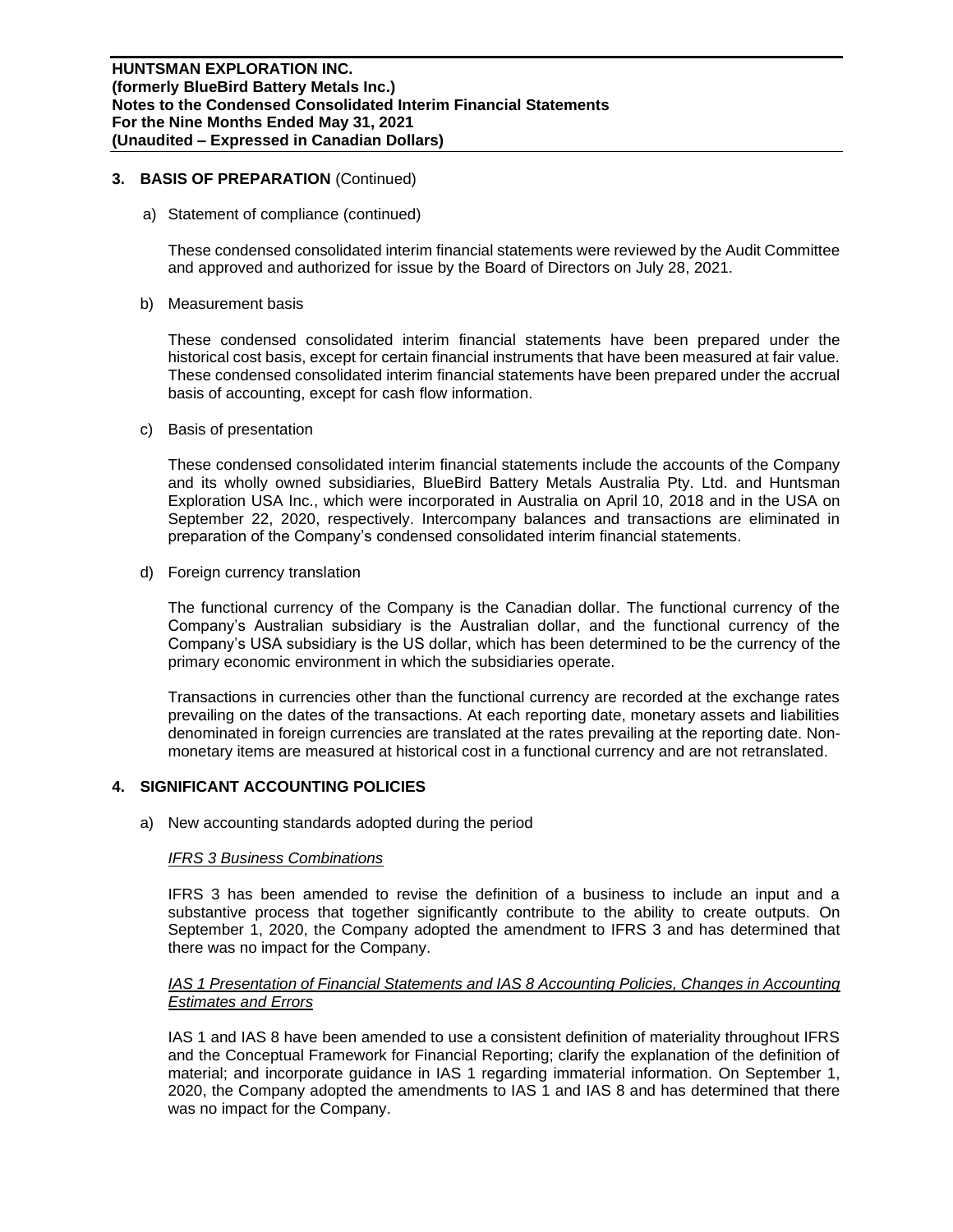## 3. BASIS OF PREPARATION (Continued)

a) Statement of compliance (continued)

These condensed consolidated interim financial statements were reviewed by the Audit Committee and approved and authorized for issue by the Board of Directors on July 28, 2021.

b) Measurement basis

These condensed consolidated interim financial statements have been prepared under the historical cost basis, except for certain financial instruments that have been measured at fair value. These condensed consolidated interim financial statements have been prepared under the accrual basis of accounting, except for cash flow information.

c) Basis of presentation

These condensed consolidated interim financial statements include the accounts of the Company and its wholly owned subsidiaries, BlueBird Battery Metals Australia Pty. Ltd. and Huntsman Exploration USA Inc., which were incorporated in Australia on April 10, 2018 and in the USA on September 22, 2020, respectively. Intercompany balances and transactions are eliminated in preparation of the Company's condensed consolidated interim financial statements.

d) Foreign currency translation

The functional currency of the Company is the Canadian dollar. The functional currency of the Company's Australian subsidiary is the Australian dollar, and the functional currency of the Company's USA subsidiary is the US dollar, which has been determined to be the currency of the primary economic environment in which the subsidiaries operate.

Transactions in currencies other than the functional currency are recorded at the exchange rates prevailing on the dates of the transactions. At each reporting date, monetary assets and liabilities denominated in foreign currencies are translated at the rates prevailing at the reporting date. Non-monetary items are measured at historical cost in a functional currency and are not retranslated.

## 4. SIGNIFICANT ACCOUNTING POLICIES

a) New accounting standards adopted during the period

*IFRS 3 Business Combinations*

IFRS 3 has been amended to revise the definition of a business to include an input and a substantive process that together significantly contribute to the ability to create outputs. On September 1, 2020, the Company adopted the amendment to IFRS 3 and has determined that there was no impact for the Company.

*IAS 1 Presentation of Financial Statements and IAS 8 Accounting Policies, Changes in Accounting Estimates and Errors*

IAS 1 and IAS 8 have been amended to use a consistent definition of materiality throughout IFRS and the Conceptual Framework for Financial Reporting; clarify the explanation of the definition of material; and incorporate guidance in IAS 1 regarding immaterial information. On September 1, 2020, the Company adopted the amendments to IAS 1 and IAS 8 and has determined that there was no impact for the Company.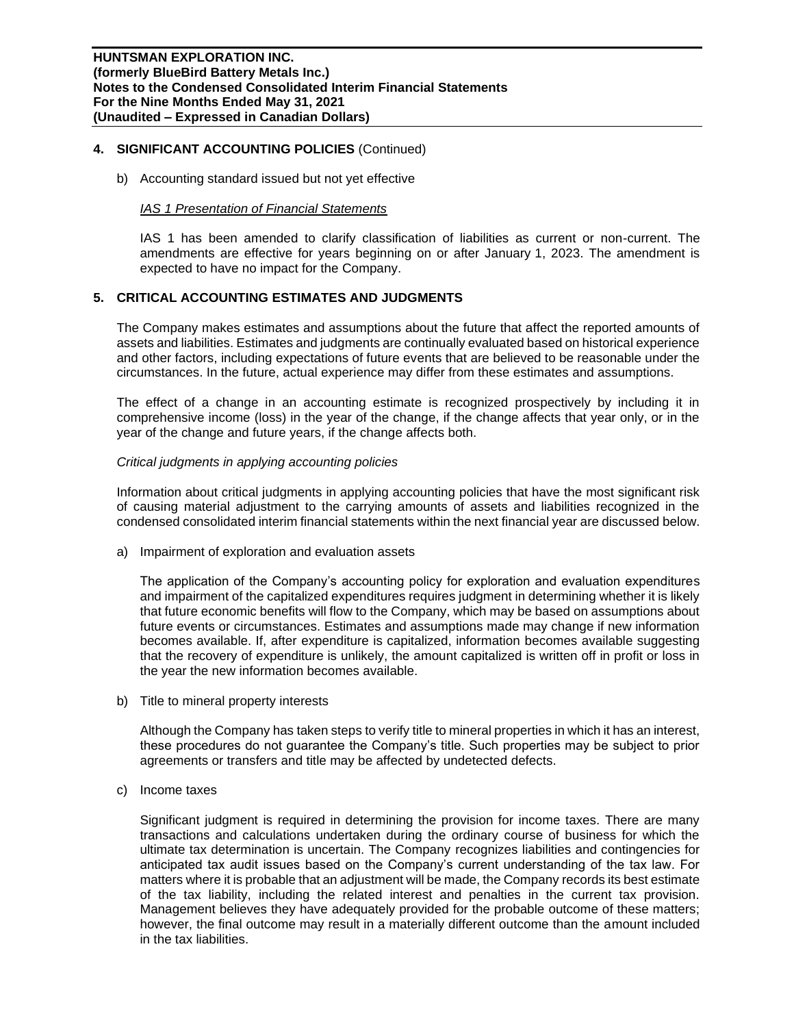## 4. SIGNIFICANT ACCOUNTING POLICIES (Continued)

b) Accounting standard issued but not yet effective

*IAS 1 Presentation of Financial Statements*

IAS 1 has been amended to clarify classification of liabilities as current or non-current. The amendments are effective for years beginning on or after January 1, 2023. The amendment is expected to have no impact for the Company.

## 5. CRITICAL ACCOUNTING ESTIMATES AND JUDGMENTS

The Company makes estimates and assumptions about the future that affect the reported amounts of assets and liabilities. Estimates and judgments are continually evaluated based on historical experience and other factors, including expectations of future events that are believed to be reasonable under the circumstances. In the future, actual experience may differ from these estimates and assumptions.

The effect of a change in an accounting estimate is recognized prospectively by including it in comprehensive income (loss) in the year of the change, if the change affects that year only, or in the year of the change and future years, if the change affects both.

*Critical judgments in applying accounting policies*

Information about critical judgments in applying accounting policies that have the most significant risk of causing material adjustment to the carrying amounts of assets and liabilities recognized in the condensed consolidated interim financial statements within the next financial year are discussed below.

a) Impairment of exploration and evaluation assets

The application of the Company's accounting policy for exploration and evaluation expenditures and impairment of the capitalized expenditures requires judgment in determining whether it is likely that future economic benefits will flow to the Company, which may be based on assumptions about future events or circumstances. Estimates and assumptions made may change if new information becomes available. If, after expenditure is capitalized, information becomes available suggesting that the recovery of expenditure is unlikely, the amount capitalized is written off in profit or loss in the year the new information becomes available.

b) Title to mineral property interests

Although the Company has taken steps to verify title to mineral properties in which it has an interest, these procedures do not guarantee the Company's title. Such properties may be subject to prior agreements or transfers and title may be affected by undetected defects.

c) Income taxes

Significant judgment is required in determining the provision for income taxes. There are many transactions and calculations undertaken during the ordinary course of business for which the ultimate tax determination is uncertain. The Company recognizes liabilities and contingencies for anticipated tax audit issues based on the Company's current understanding of the tax law. For matters where it is probable that an adjustment will be made, the Company records its best estimate of the tax liability, including the related interest and penalties in the current tax provision. Management believes they have adequately provided for the probable outcome of these matters; however, the final outcome may result in a materially different outcome than the amount included in the tax liabilities.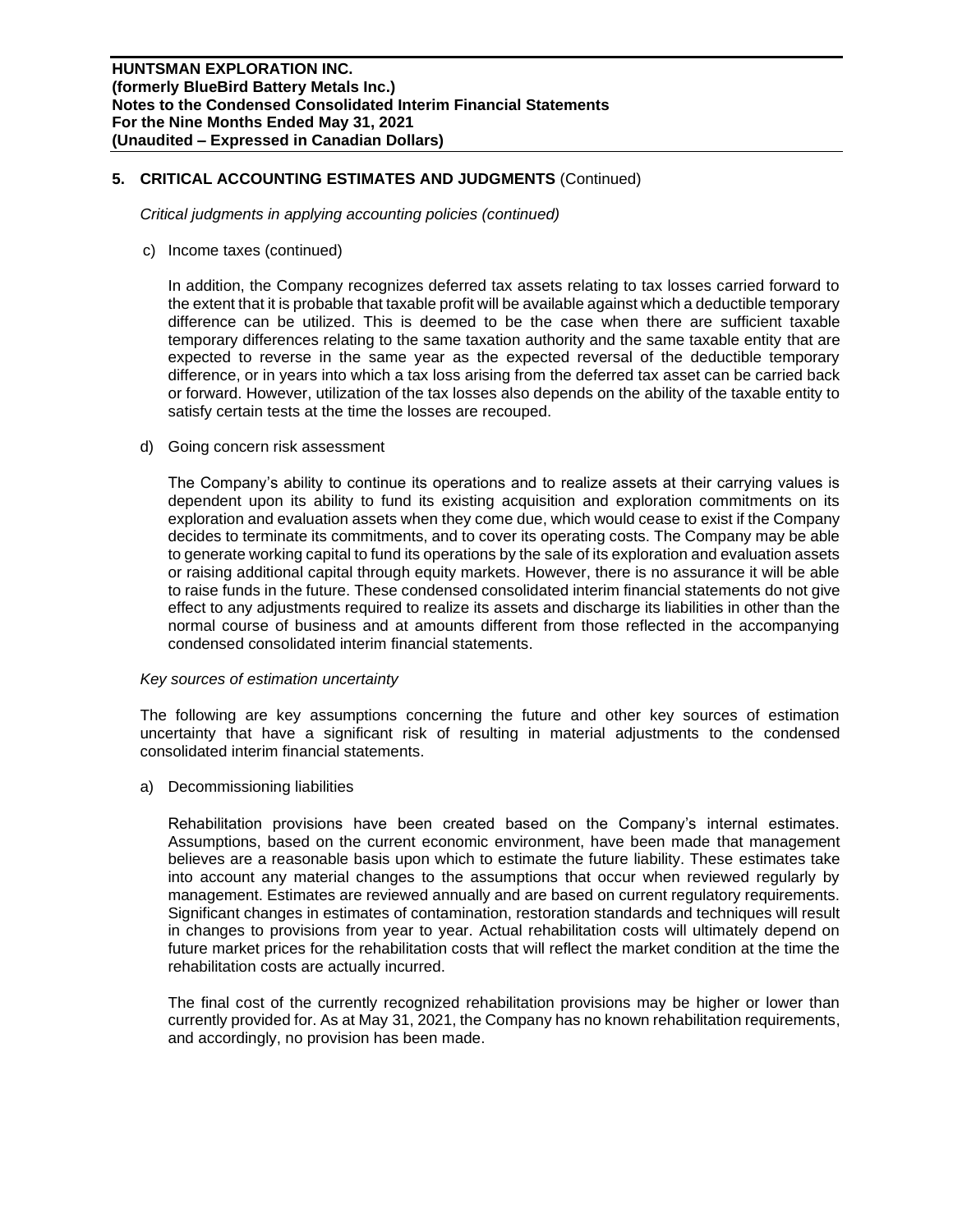## 5. CRITICAL ACCOUNTING ESTIMATES AND JUDGMENTS (Continued)

*Critical judgments in applying accounting policies (continued)*

c) Income taxes (continued)

In addition, the Company recognizes deferred tax assets relating to tax losses carried forward to the extent that it is probable that taxable profit will be available against which a deductible temporary difference can be utilized. This is deemed to be the case when there are sufficient taxable temporary differences relating to the same taxation authority and the same taxable entity that are expected to reverse in the same year as the expected reversal of the deductible temporary difference, or in years into which a tax loss arising from the deferred tax asset can be carried back or forward. However, utilization of the tax losses also depends on the ability of the taxable entity to satisfy certain tests at the time the losses are recouped.

d) Going concern risk assessment

The Company's ability to continue its operations and to realize assets at their carrying values is dependent upon its ability to fund its existing acquisition and exploration commitments on its exploration and evaluation assets when they come due, which would cease to exist if the Company decides to terminate its commitments, and to cover its operating costs. The Company may be able to generate working capital to fund its operations by the sale of its exploration and evaluation assets or raising additional capital through equity markets. However, there is no assurance it will be able to raise funds in the future. These condensed consolidated interim financial statements do not give effect to any adjustments required to realize its assets and discharge its liabilities in other than the normal course of business and at amounts different from those reflected in the accompanying condensed consolidated interim financial statements.

*Key sources of estimation uncertainty*

The following are key assumptions concerning the future and other key sources of estimation uncertainty that have a significant risk of resulting in material adjustments to the condensed consolidated interim financial statements.

a) Decommissioning liabilities

Rehabilitation provisions have been created based on the Company's internal estimates. Assumptions, based on the current economic environment, have been made that management believes are a reasonable basis upon which to estimate the future liability. These estimates take into account any material changes to the assumptions that occur when reviewed regularly by management. Estimates are reviewed annually and are based on current regulatory requirements. Significant changes in estimates of contamination, restoration standards and techniques will result in changes to provisions from year to year. Actual rehabilitation costs will ultimately depend on future market prices for the rehabilitation costs that will reflect the market condition at the time the rehabilitation costs are actually incurred.

The final cost of the currently recognized rehabilitation provisions may be higher or lower than currently provided for. As at May 31, 2021, the Company has no known rehabilitation requirements, and accordingly, no provision has been made.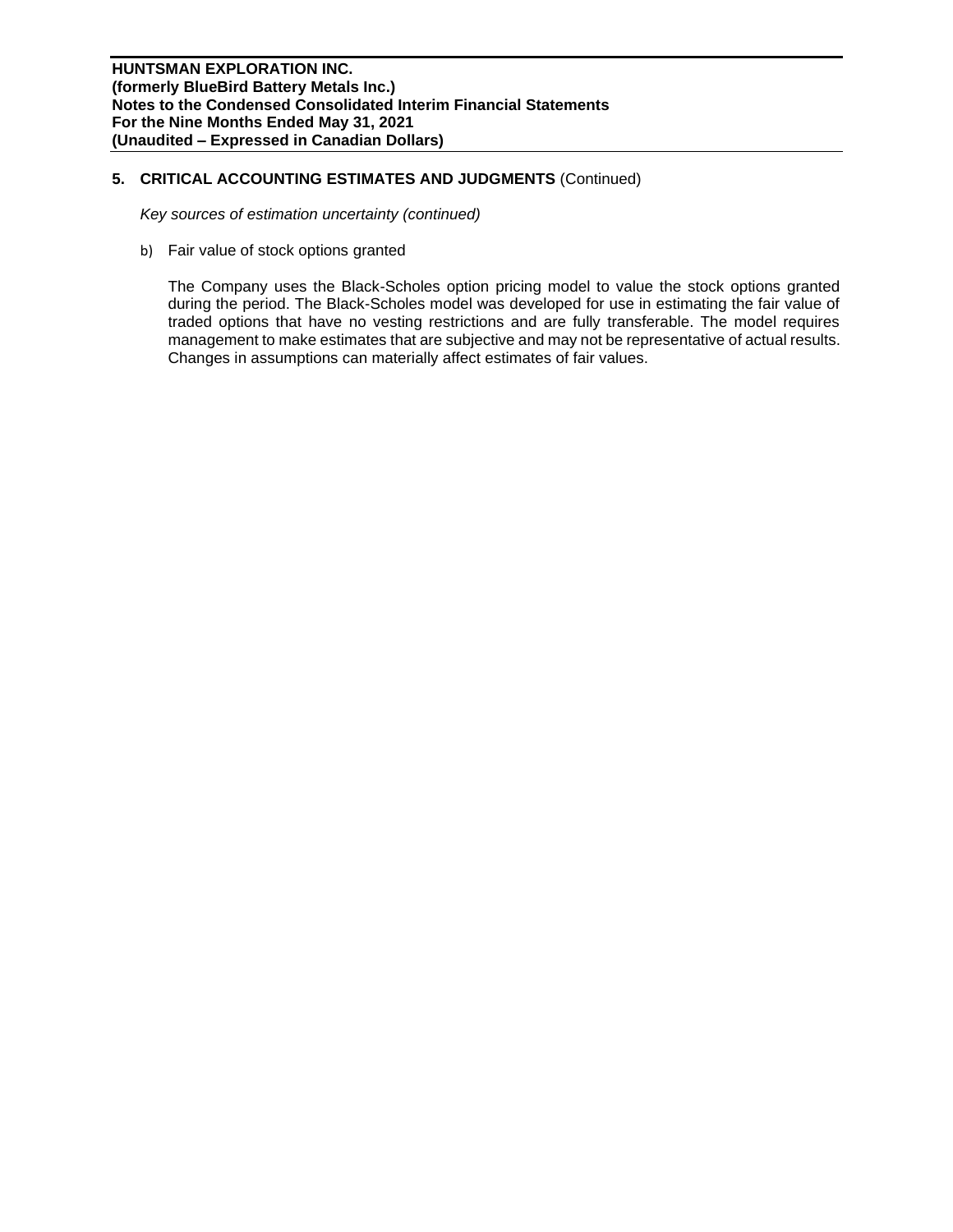## 5. CRITICAL ACCOUNTING ESTIMATES AND JUDGMENTS (Continued)

*Key sources of estimation uncertainty (continued)*

b) Fair value of stock options granted

The Company uses the Black-Scholes option pricing model to value the stock options granted during the period. The Black-Scholes model was developed for use in estimating the fair value of traded options that have no vesting restrictions and are fully transferable. The model requires management to make estimates that are subjective and may not be representative of actual results. Changes in assumptions can materially affect estimates of fair values.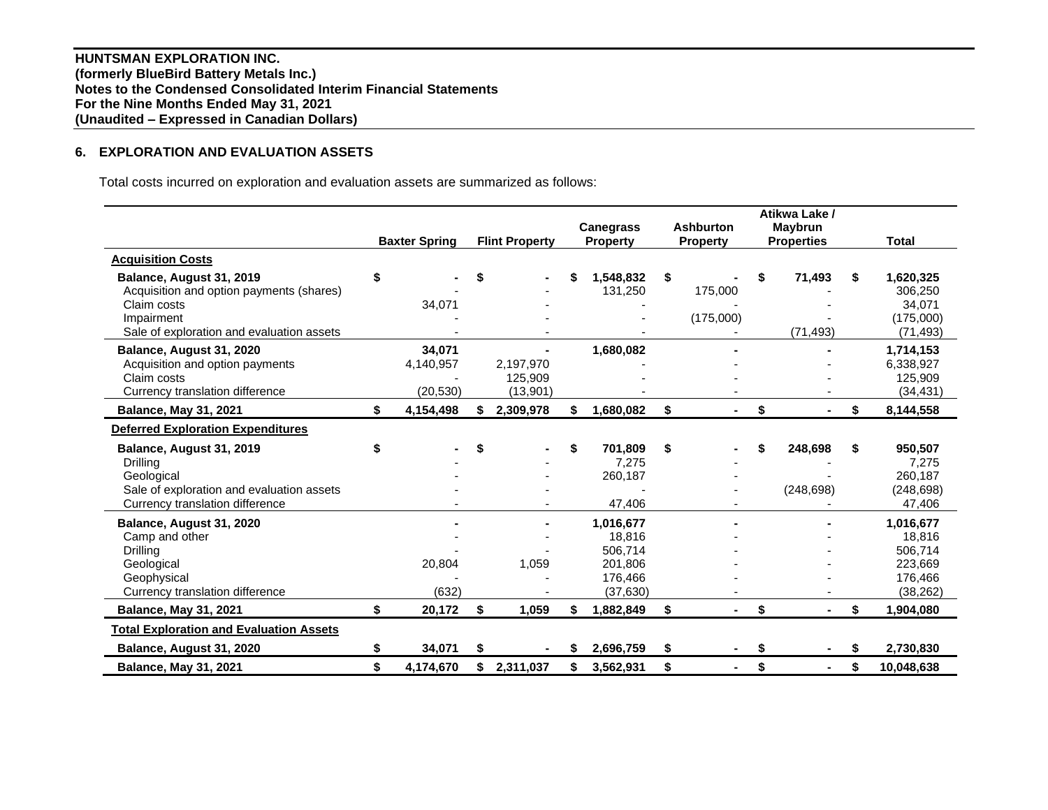**HUNTSMAN EXPLORATION INC.**
**(formerly BlueBird Battery Metals Inc.)**
**Notes to the Condensed Consolidated Interim Financial Statements**
**For the Nine Months Ended May 31, 2021**
**(Unaudited – Expressed in Canadian Dollars)**

## 6. EXPLORATION AND EVALUATION ASSETS

Total costs incurred on exploration and evaluation assets are summarized as follows:

| | Baxter Spring | Flint Property | Canegrass Property | Ashburton Property | Atikwa Lake / Maybrun Properties | Total |
|---|---|---|---|---|---|---|
| **Acquisition Costs** | | | | | | |
| **Balance, August 31, 2019** | $ - | $ - | $ 1,548,832 | $ - | $ 71,493 | $ 1,620,325 |
| Acquisition and option payments (shares) | - | - | 131,250 | 175,000 | - | 306,250 |
| Claim costs | 34,071 | - | - | - | - | 34,071 |
| Impairment | - | - | - | (175,000) | - | (175,000) |
| Sale of exploration and evaluation assets | - | - | - | - | (71,493) | (71,493) |
| **Balance, August 31, 2020** | 34,071 | - | 1,680,082 | - | - | 1,714,153 |
| Acquisition and option payments | 4,140,957 | 2,197,970 | - | - | - | 6,338,927 |
| Claim costs | - | 125,909 | - | - | - | 125,909 |
| Currency translation difference | (20,530) | (13,901) | - | - | - | (34,431) |
| **Balance, May 31, 2021** | $ 4,154,498 | $ 2,309,978 | $ 1,680,082 | $ - | $ - | $ 8,144,558 |
| **Deferred Exploration Expenditures** | | | | | | |
| **Balance, August 31, 2019** | $ - | $ - | $ 701,809 | $ - | $ 248,698 | $ 950,507 |
| Drilling | - | - | 7,275 | - | - | 7,275 |
| Geological | - | - | 260,187 | - | - | 260,187 |
| Sale of exploration and evaluation assets | - | - | - | - | (248,698) | (248,698) |
| Currency translation difference | - | - | 47,406 | - | - | 47,406 |
| **Balance, August 31, 2020** | - | - | 1,016,677 | - | - | 1,016,677 |
| Camp and other | - | - | 18,816 | - | - | 18,816 |
| Drilling | - | - | 506,714 | - | - | 506,714 |
| Geological | 20,804 | 1,059 | 201,806 | - | - | 223,669 |
| Geophysical | - | - | 176,466 | - | - | 176,466 |
| Currency translation difference | (632) | - | (37,630) | - | - | (38,262) |
| **Balance, May 31, 2021** | $ 20,172 | $ 1,059 | $ 1,882,849 | $ - | $ - | $ 1,904,080 |
| **Total Exploration and Evaluation Assets** | | | | | | |
| **Balance, August 31, 2020** | $ 34,071 | $ - | $ 2,696,759 | $ - | $ - | $ 2,730,830 |
| **Balance, May 31, 2021** | $ 4,174,670 | $ 2,311,037 | $ 3,562,931 | $ - | $ - | $ 10,048,638 |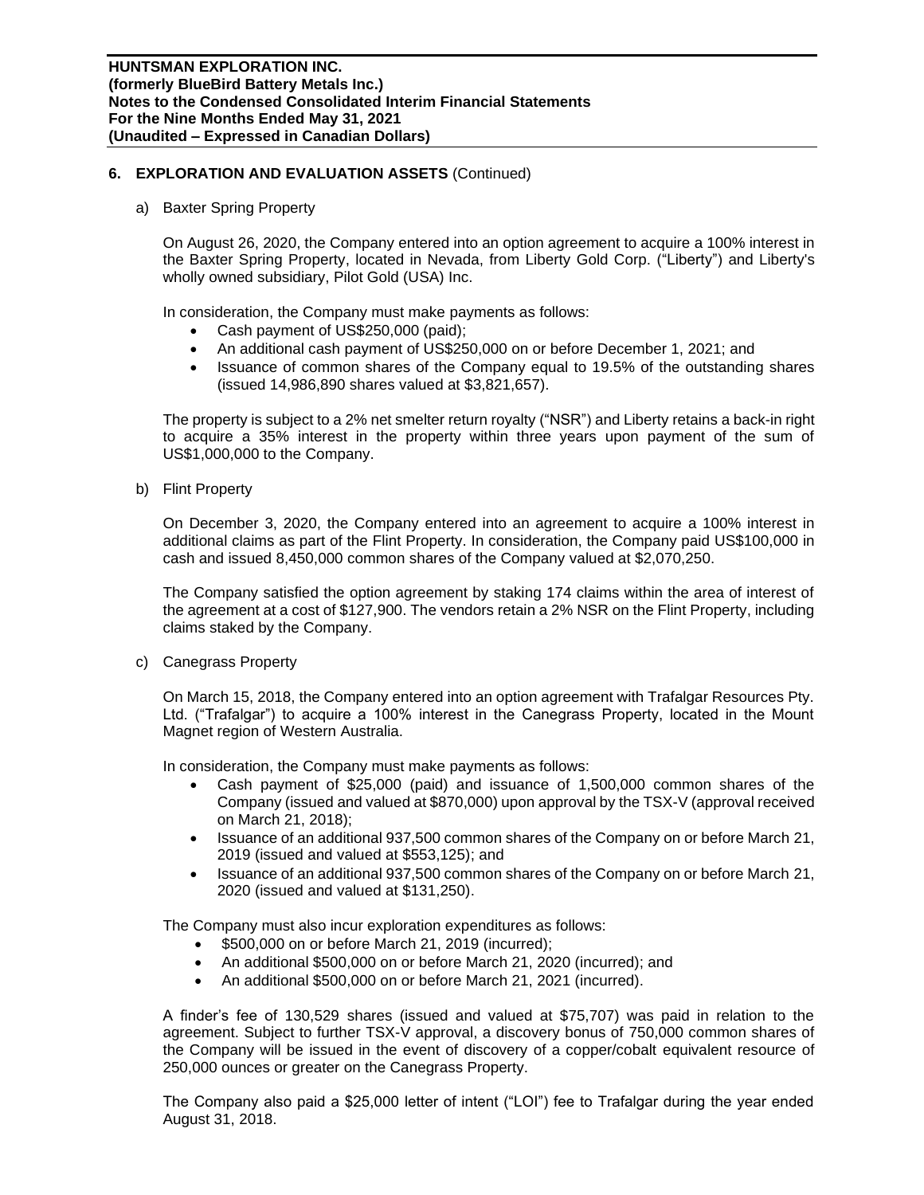## 6. EXPLORATION AND EVALUATION ASSETS (Continued)

a) Baxter Spring Property

On August 26, 2020, the Company entered into an option agreement to acquire a 100% interest in the Baxter Spring Property, located in Nevada, from Liberty Gold Corp. ("Liberty") and Liberty's wholly owned subsidiary, Pilot Gold (USA) Inc.

In consideration, the Company must make payments as follows:

- Cash payment of US$250,000 (paid);
- An additional cash payment of US$250,000 on or before December 1, 2021; and
- Issuance of common shares of the Company equal to 19.5% of the outstanding shares (issued 14,986,890 shares valued at $3,821,657).

The property is subject to a 2% net smelter return royalty ("NSR") and Liberty retains a back-in right to acquire a 35% interest in the property within three years upon payment of the sum of US$1,000,000 to the Company.

b) Flint Property

On December 3, 2020, the Company entered into an agreement to acquire a 100% interest in additional claims as part of the Flint Property. In consideration, the Company paid US$100,000 in cash and issued 8,450,000 common shares of the Company valued at $2,070,250.

The Company satisfied the option agreement by staking 174 claims within the area of interest of the agreement at a cost of $127,900. The vendors retain a 2% NSR on the Flint Property, including claims staked by the Company.

c) Canegrass Property

On March 15, 2018, the Company entered into an option agreement with Trafalgar Resources Pty. Ltd. ("Trafalgar") to acquire a 100% interest in the Canegrass Property, located in the Mount Magnet region of Western Australia.

In consideration, the Company must make payments as follows:

- Cash payment of $25,000 (paid) and issuance of 1,500,000 common shares of the Company (issued and valued at $870,000) upon approval by the TSX-V (approval received on March 21, 2018);
- Issuance of an additional 937,500 common shares of the Company on or before March 21, 2019 (issued and valued at $553,125); and
- Issuance of an additional 937,500 common shares of the Company on or before March 21, 2020 (issued and valued at $131,250).

The Company must also incur exploration expenditures as follows:

- $500,000 on or before March 21, 2019 (incurred);
- An additional $500,000 on or before March 21, 2020 (incurred); and
- An additional $500,000 on or before March 21, 2021 (incurred).

A finder's fee of 130,529 shares (issued and valued at $75,707) was paid in relation to the agreement. Subject to further TSX-V approval, a discovery bonus of 750,000 common shares of the Company will be issued in the event of discovery of a copper/cobalt equivalent resource of 250,000 ounces or greater on the Canegrass Property.

The Company also paid a $25,000 letter of intent ("LOI") fee to Trafalgar during the year ended August 31, 2018.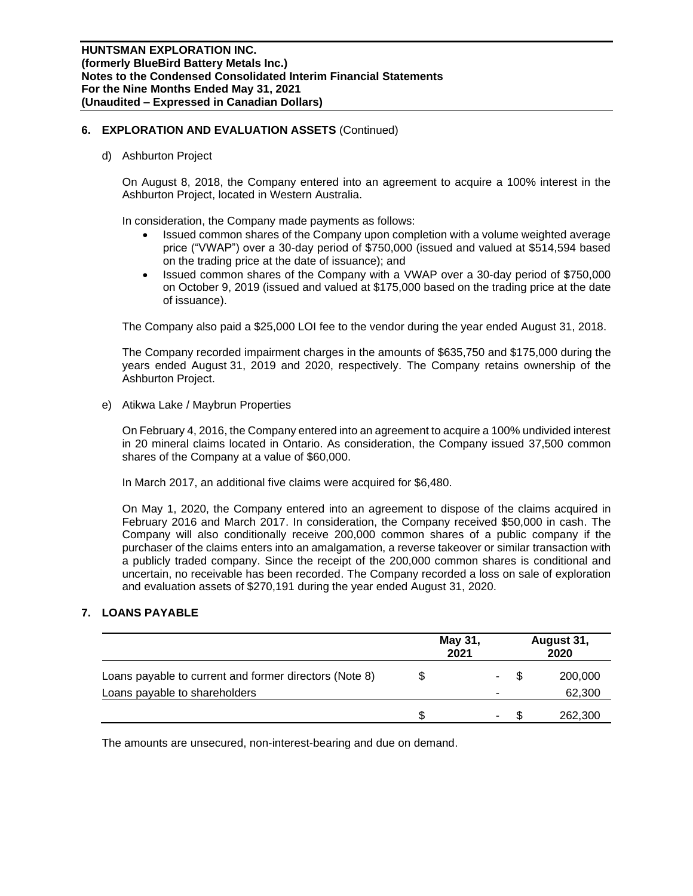## 6. EXPLORATION AND EVALUATION ASSETS (Continued)

d) Ashburton Project

On August 8, 2018, the Company entered into an agreement to acquire a 100% interest in the Ashburton Project, located in Western Australia.

In consideration, the Company made payments as follows:

- Issued common shares of the Company upon completion with a volume weighted average price ("VWAP") over a 30-day period of $750,000 (issued and valued at $514,594 based on the trading price at the date of issuance); and
- Issued common shares of the Company with a VWAP over a 30-day period of $750,000 on October 9, 2019 (issued and valued at $175,000 based on the trading price at the date of issuance).

The Company also paid a $25,000 LOI fee to the vendor during the year ended August 31, 2018.

The Company recorded impairment charges in the amounts of $635,750 and $175,000 during the years ended August 31, 2019 and 2020, respectively. The Company retains ownership of the Ashburton Project.

e) Atikwa Lake / Maybrun Properties

On February 4, 2016, the Company entered into an agreement to acquire a 100% undivided interest in 20 mineral claims located in Ontario. As consideration, the Company issued 37,500 common shares of the Company at a value of $60,000.

In March 2017, an additional five claims were acquired for $6,480.

On May 1, 2020, the Company entered into an agreement to dispose of the claims acquired in February 2016 and March 2017. In consideration, the Company received $50,000 in cash. The Company will also conditionally receive 200,000 common shares of a public company if the purchaser of the claims enters into an amalgamation, a reverse takeover or similar transaction with a publicly traded company. Since the receipt of the 200,000 common shares is conditional and uncertain, no receivable has been recorded. The Company recorded a loss on sale of exploration and evaluation assets of $270,191 during the year ended August 31, 2020.

## 7. LOANS PAYABLE

| | May 31, 2021 | August 31, 2020 |
|---|---|---|
| Loans payable to current and former directors (Note 8) | $ - | $ 200,000 |
| Loans payable to shareholders | - | 62,300 |
| | $ - | $ 262,300 |

The amounts are unsecured, non-interest-bearing and due on demand.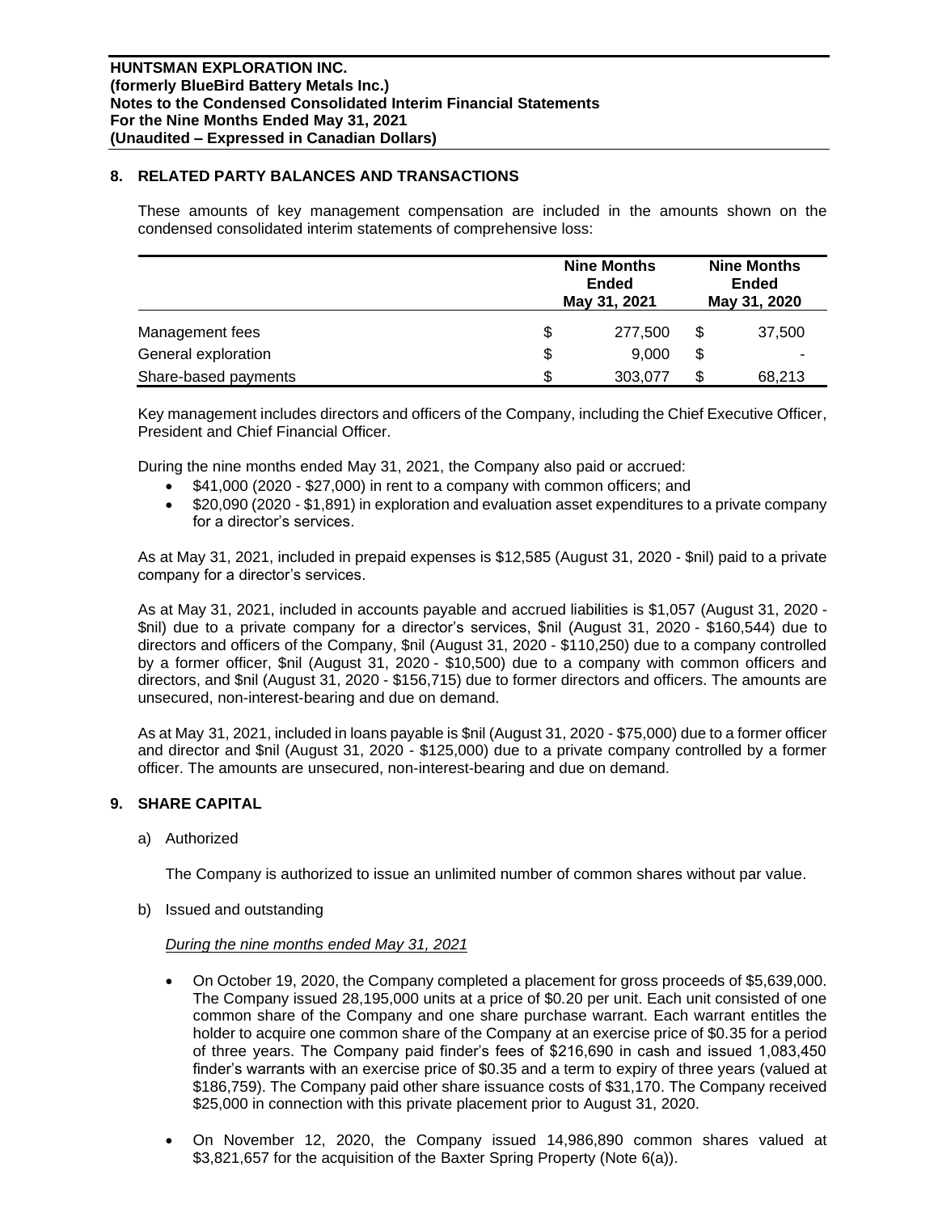## 8. RELATED PARTY BALANCES AND TRANSACTIONS

These amounts of key management compensation are included in the amounts shown on the condensed consolidated interim statements of comprehensive loss:

| | Nine Months Ended May 31, 2021 | Nine Months Ended May 31, 2020 |
|---|---|---|
| Management fees | $ 277,500 | $ 37,500 |
| General exploration | $ 9,000 | $ - |
| Share-based payments | $ 303,077 | $ 68,213 |

Key management includes directors and officers of the Company, including the Chief Executive Officer, President and Chief Financial Officer.

During the nine months ended May 31, 2021, the Company also paid or accrued:

- $41,000 (2020 - $27,000) in rent to a company with common officers; and
- $20,090 (2020 - $1,891) in exploration and evaluation asset expenditures to a private company for a director's services.

As at May 31, 2021, included in prepaid expenses is $12,585 (August 31, 2020 - $nil) paid to a private company for a director's services.

As at May 31, 2021, included in accounts payable and accrued liabilities is $1,057 (August 31, 2020 - $nil) due to a private company for a director's services, $nil (August 31, 2020 - $160,544) due to directors and officers of the Company, $nil (August 31, 2020 - $110,250) due to a company controlled by a former officer, $nil (August 31, 2020 - $10,500) due to a company with common officers and directors, and $nil (August 31, 2020 - $156,715) due to former directors and officers. The amounts are unsecured, non-interest-bearing and due on demand.

As at May 31, 2021, included in loans payable is $nil (August 31, 2020 - $75,000) due to a former officer and director and $nil (August 31, 2020 - $125,000) due to a private company controlled by a former officer. The amounts are unsecured, non-interest-bearing and due on demand.

## 9. SHARE CAPITAL

a) Authorized

The Company is authorized to issue an unlimited number of common shares without par value.

b) Issued and outstanding

*During the nine months ended May 31, 2021*

- On October 19, 2020, the Company completed a placement for gross proceeds of $5,639,000. The Company issued 28,195,000 units at a price of $0.20 per unit. Each unit consisted of one common share of the Company and one share purchase warrant. Each warrant entitles the holder to acquire one common share of the Company at an exercise price of $0.35 for a period of three years. The Company paid finder's fees of $216,690 in cash and issued 1,083,450 finder's warrants with an exercise price of $0.35 and a term to expiry of three years (valued at $186,759). The Company paid other share issuance costs of $31,170. The Company received $25,000 in connection with this private placement prior to August 31, 2020.
- On November 12, 2020, the Company issued 14,986,890 common shares valued at $3,821,657 for the acquisition of the Baxter Spring Property (Note 6(a)).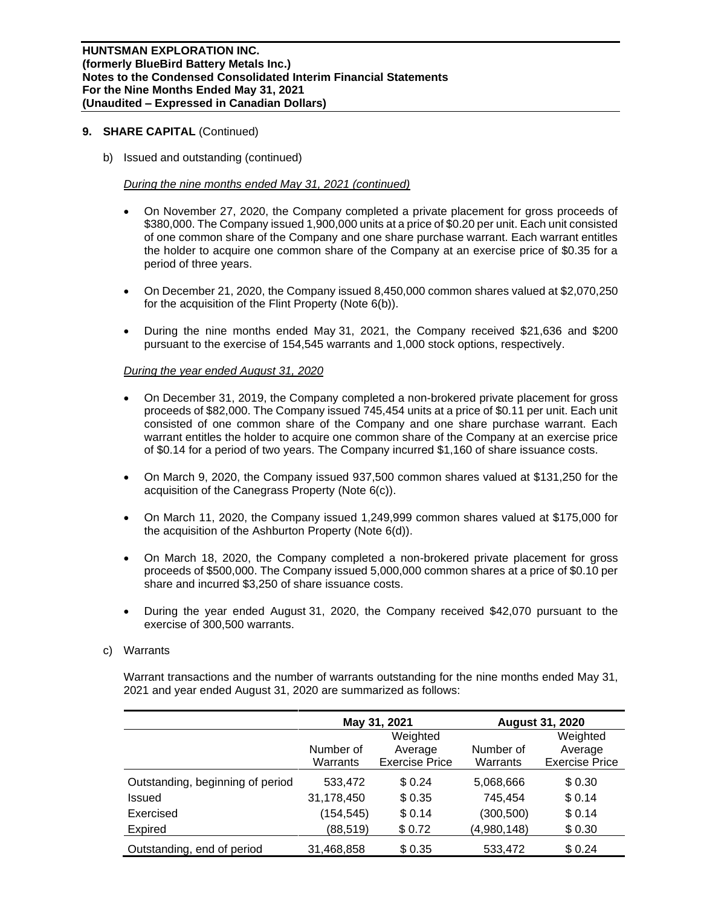## 9. SHARE CAPITAL (Continued)

b) Issued and outstanding (continued)

*During the nine months ended May 31, 2021 (continued)*

- On November 27, 2020, the Company completed a private placement for gross proceeds of $380,000. The Company issued 1,900,000 units at a price of $0.20 per unit. Each unit consisted of one common share of the Company and one share purchase warrant. Each warrant entitles the holder to acquire one common share of the Company at an exercise price of $0.35 for a period of three years.
- On December 21, 2020, the Company issued 8,450,000 common shares valued at $2,070,250 for the acquisition of the Flint Property (Note 6(b)).
- During the nine months ended May 31, 2021, the Company received $21,636 and $200 pursuant to the exercise of 154,545 warrants and 1,000 stock options, respectively.

*During the year ended August 31, 2020*

- On December 31, 2019, the Company completed a non-brokered private placement for gross proceeds of $82,000. The Company issued 745,454 units at a price of $0.11 per unit. Each unit consisted of one common share of the Company and one share purchase warrant. Each warrant entitles the holder to acquire one common share of the Company at an exercise price of $0.14 for a period of two years. The Company incurred $1,160 of share issuance costs.
- On March 9, 2020, the Company issued 937,500 common shares valued at $131,250 for the acquisition of the Canegrass Property (Note 6(c)).
- On March 11, 2020, the Company issued 1,249,999 common shares valued at $175,000 for the acquisition of the Ashburton Property (Note 6(d)).
- On March 18, 2020, the Company completed a non-brokered private placement for gross proceeds of $500,000. The Company issued 5,000,000 common shares at a price of $0.10 per share and incurred $3,250 of share issuance costs.
- During the year ended August 31, 2020, the Company received $42,070 pursuant to the exercise of 300,500 warrants.

c) Warrants

Warrant transactions and the number of warrants outstanding for the nine months ended May 31, 2021 and year ended August 31, 2020 are summarized as follows:

| | May 31, 2021 | | August 31, 2020 | |
|---|---|---|---|---|
| | Number of Warrants | Weighted Average Exercise Price | Number of Warrants | Weighted Average Exercise Price |
| Outstanding, beginning of period | 533,472 | $ 0.24 | 5,068,666 | $ 0.30 |
| Issued | 31,178,450 | $ 0.35 | 745,454 | $ 0.14 |
| Exercised | (154,545) | $ 0.14 | (300,500) | $ 0.14 |
| Expired | (88,519) | $ 0.72 | (4,980,148) | $ 0.30 |
| Outstanding, end of period | 31,468,858 | $ 0.35 | 533,472 | $ 0.24 |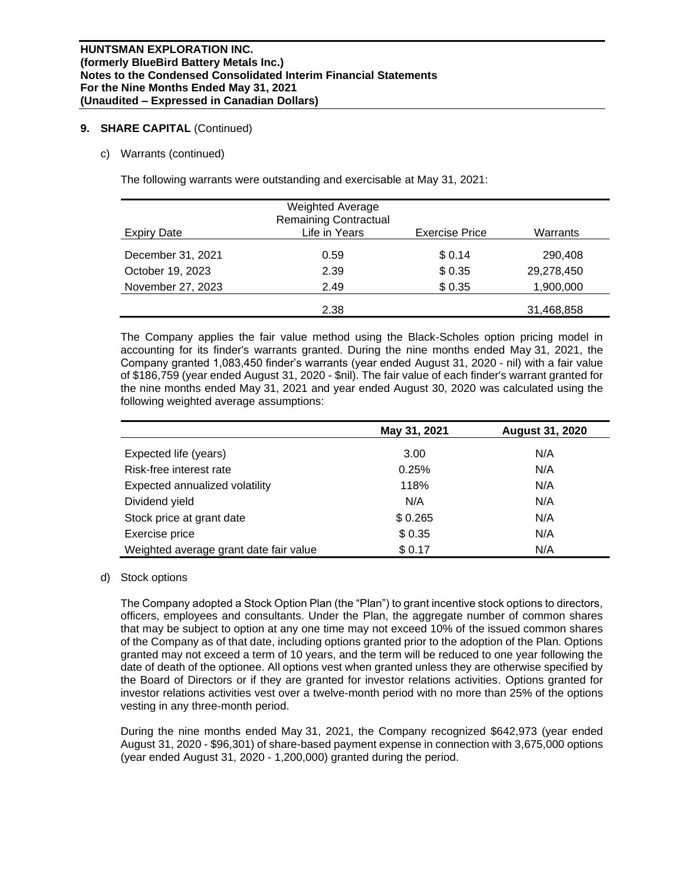## 9. SHARE CAPITAL (Continued)

c) Warrants (continued)

The following warrants were outstanding and exercisable at May 31, 2021:

| Expiry Date | Weighted Average Remaining Contractual Life in Years | Exercise Price | Warrants |
|---|---|---|---|
| December 31, 2021 | 0.59 | $ 0.14 | 290,408 |
| October 19, 2023 | 2.39 | $ 0.35 | 29,278,450 |
| November 27, 2023 | 2.49 | $ 0.35 | 1,900,000 |
| | 2.38 | | 31,468,858 |

The Company applies the fair value method using the Black-Scholes option pricing model in accounting for its finder's warrants granted. During the nine months ended May 31, 2021, the Company granted 1,083,450 finder's warrants (year ended August 31, 2020 - nil) with a fair value of $186,759 (year ended August 31, 2020 - $nil). The fair value of each finder's warrant granted for the nine months ended May 31, 2021 and year ended August 30, 2020 was calculated using the following weighted average assumptions:

| | May 31, 2021 | August 31, 2020 |
|---|---|---|
| Expected life (years) | 3.00 | N/A |
| Risk-free interest rate | 0.25% | N/A |
| Expected annualized volatility | 118% | N/A |
| Dividend yield | N/A | N/A |
| Stock price at grant date | $ 0.265 | N/A |
| Exercise price | $ 0.35 | N/A |
| Weighted average grant date fair value | $ 0.17 | N/A |

d) Stock options

The Company adopted a Stock Option Plan (the "Plan") to grant incentive stock options to directors, officers, employees and consultants. Under the Plan, the aggregate number of common shares that may be subject to option at any one time may not exceed 10% of the issued common shares of the Company as of that date, including options granted prior to the adoption of the Plan. Options granted may not exceed a term of 10 years, and the term will be reduced to one year following the date of death of the optionee. All options vest when granted unless they are otherwise specified by the Board of Directors or if they are granted for investor relations activities. Options granted for investor relations activities vest over a twelve-month period with no more than 25% of the options vesting in any three-month period.

During the nine months ended May 31, 2021, the Company recognized $642,973 (year ended August 31, 2020 - $96,301) of share-based payment expense in connection with 3,675,000 options (year ended August 31, 2020 - 1,200,000) granted during the period.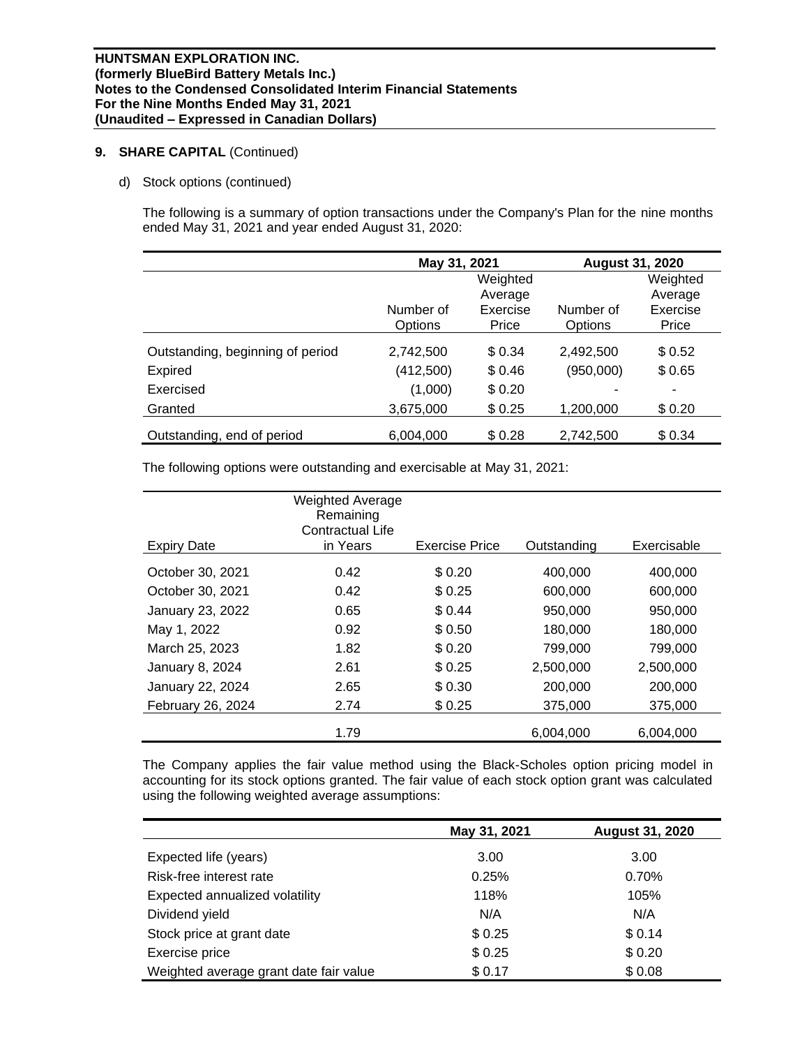## 9. SHARE CAPITAL (Continued)

d) Stock options (continued)

The following is a summary of option transactions under the Company's Plan for the nine months ended May 31, 2021 and year ended August 31, 2020:

| | May 31, 2021 | | August 31, 2020 | |
|---|---|---|---|---|
| | Number of Options | Weighted Average Exercise Price | Number of Options | Weighted Average Exercise Price |
| Outstanding, beginning of period | 2,742,500 | $ 0.34 | 2,492,500 | $ 0.52 |
| Expired | (412,500) | $ 0.46 | (950,000) | $ 0.65 |
| Exercised | (1,000) | $ 0.20 | - | - |
| Granted | 3,675,000 | $ 0.25 | 1,200,000 | $ 0.20 |
| Outstanding, end of period | 6,004,000 | $ 0.28 | 2,742,500 | $ 0.34 |

The following options were outstanding and exercisable at May 31, 2021:

| Expiry Date | Weighted Average Remaining Contractual Life in Years | Exercise Price | Outstanding | Exercisable |
|---|---|---|---|---|
| October 30, 2021 | 0.42 | $ 0.20 | 400,000 | 400,000 |
| October 30, 2021 | 0.42 | $ 0.25 | 600,000 | 600,000 |
| January 23, 2022 | 0.65 | $ 0.44 | 950,000 | 950,000 |
| May 1, 2022 | 0.92 | $ 0.50 | 180,000 | 180,000 |
| March 25, 2023 | 1.82 | $ 0.20 | 799,000 | 799,000 |
| January 8, 2024 | 2.61 | $ 0.25 | 2,500,000 | 2,500,000 |
| January 22, 2024 | 2.65 | $ 0.30 | 200,000 | 200,000 |
| February 26, 2024 | 2.74 | $ 0.25 | 375,000 | 375,000 |
| | 1.79 | | 6,004,000 | 6,004,000 |

The Company applies the fair value method using the Black-Scholes option pricing model in accounting for its stock options granted. The fair value of each stock option grant was calculated using the following weighted average assumptions:

| | May 31, 2021 | August 31, 2020 |
|---|---|---|
| Expected life (years) | 3.00 | 3.00 |
| Risk-free interest rate | 0.25% | 0.70% |
| Expected annualized volatility | 118% | 105% |
| Dividend yield | N/A | N/A |
| Stock price at grant date | $ 0.25 | $ 0.14 |
| Exercise price | $ 0.25 | $ 0.20 |
| Weighted average grant date fair value | $ 0.17 | $ 0.08 |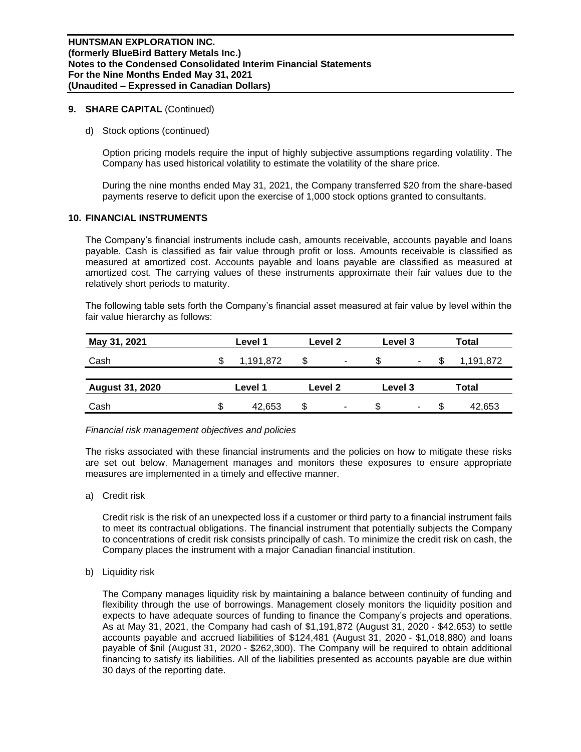## 9. SHARE CAPITAL (Continued)

d) Stock options (continued)

Option pricing models require the input of highly subjective assumptions regarding volatility. The Company has used historical volatility to estimate the volatility of the share price.

During the nine months ended May 31, 2021, the Company transferred $20 from the share-based payments reserve to deficit upon the exercise of 1,000 stock options granted to consultants.

## 10. FINANCIAL INSTRUMENTS

The Company's financial instruments include cash, amounts receivable, accounts payable and loans payable. Cash is classified as fair value through profit or loss. Amounts receivable is classified as measured at amortized cost. Accounts payable and loans payable are classified as measured at amortized cost. The carrying values of these instruments approximate their fair values due to the relatively short periods to maturity.

The following table sets forth the Company's financial asset measured at fair value by level within the fair value hierarchy as follows:

| May 31, 2021 | Level 1 | Level 2 | Level 3 | Total |
|---|---|---|---|---|
| Cash | $ 1,191,872 | $ - | $ - | $ 1,191,872 |

| August 31, 2020 | Level 1 | Level 2 | Level 3 | Total |
|---|---|---|---|---|
| Cash | $ 42,653 | $ - | $ - | $ 42,653 |

*Financial risk management objectives and policies*

The risks associated with these financial instruments and the policies on how to mitigate these risks are set out below. Management manages and monitors these exposures to ensure appropriate measures are implemented in a timely and effective manner.

a) Credit risk

Credit risk is the risk of an unexpected loss if a customer or third party to a financial instrument fails to meet its contractual obligations. The financial instrument that potentially subjects the Company to concentrations of credit risk consists principally of cash. To minimize the credit risk on cash, the Company places the instrument with a major Canadian financial institution.

b) Liquidity risk

The Company manages liquidity risk by maintaining a balance between continuity of funding and flexibility through the use of borrowings. Management closely monitors the liquidity position and expects to have adequate sources of funding to finance the Company's projects and operations. As at May 31, 2021, the Company had cash of $1,191,872 (August 31, 2020 - $42,653) to settle accounts payable and accrued liabilities of $124,481 (August 31, 2020 - $1,018,880) and loans payable of $nil (August 31, 2020 - $262,300). The Company will be required to obtain additional financing to satisfy its liabilities. All of the liabilities presented as accounts payable are due within 30 days of the reporting date.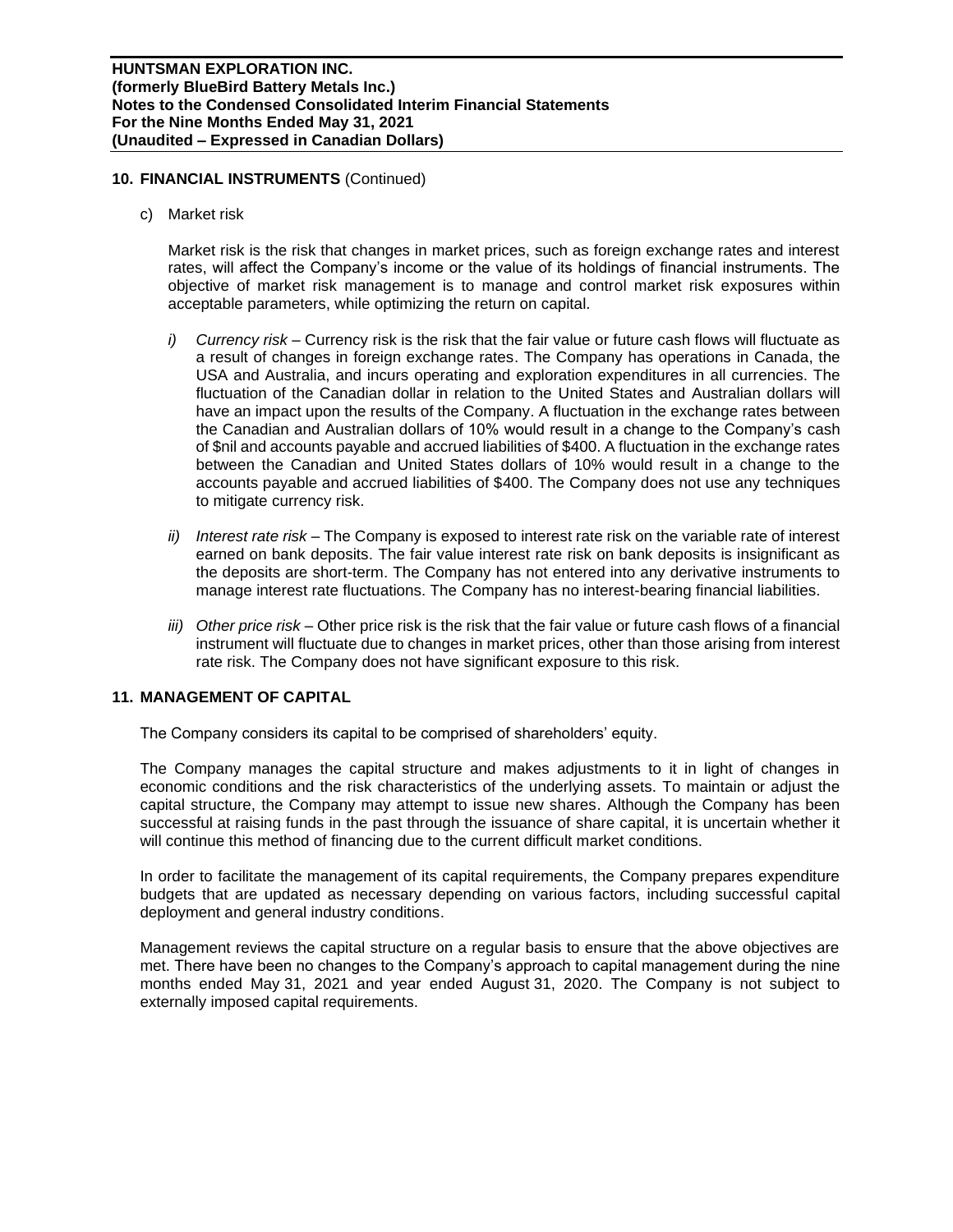## 10. FINANCIAL INSTRUMENTS (Continued)

c) Market risk

Market risk is the risk that changes in market prices, such as foreign exchange rates and interest rates, will affect the Company's income or the value of its holdings of financial instruments. The objective of market risk management is to manage and control market risk exposures within acceptable parameters, while optimizing the return on capital.

*i) Currency risk* – Currency risk is the risk that the fair value or future cash flows will fluctuate as a result of changes in foreign exchange rates. The Company has operations in Canada, the USA and Australia, and incurs operating and exploration expenditures in all currencies. The fluctuation of the Canadian dollar in relation to the United States and Australian dollars will have an impact upon the results of the Company. A fluctuation in the exchange rates between the Canadian and Australian dollars of 10% would result in a change to the Company's cash of $nil and accounts payable and accrued liabilities of $400. A fluctuation in the exchange rates between the Canadian and United States dollars of 10% would result in a change to the accounts payable and accrued liabilities of $400. The Company does not use any techniques to mitigate currency risk.

*ii) Interest rate risk* – The Company is exposed to interest rate risk on the variable rate of interest earned on bank deposits. The fair value interest rate risk on bank deposits is insignificant as the deposits are short-term. The Company has not entered into any derivative instruments to manage interest rate fluctuations. The Company has no interest-bearing financial liabilities.

*iii) Other price risk* – Other price risk is the risk that the fair value or future cash flows of a financial instrument will fluctuate due to changes in market prices, other than those arising from interest rate risk. The Company does not have significant exposure to this risk.

## 11. MANAGEMENT OF CAPITAL

The Company considers its capital to be comprised of shareholders' equity.

The Company manages the capital structure and makes adjustments to it in light of changes in economic conditions and the risk characteristics of the underlying assets. To maintain or adjust the capital structure, the Company may attempt to issue new shares. Although the Company has been successful at raising funds in the past through the issuance of share capital, it is uncertain whether it will continue this method of financing due to the current difficult market conditions.

In order to facilitate the management of its capital requirements, the Company prepares expenditure budgets that are updated as necessary depending on various factors, including successful capital deployment and general industry conditions.

Management reviews the capital structure on a regular basis to ensure that the above objectives are met. There have been no changes to the Company's approach to capital management during the nine months ended May 31, 2021 and year ended August 31, 2020. The Company is not subject to externally imposed capital requirements.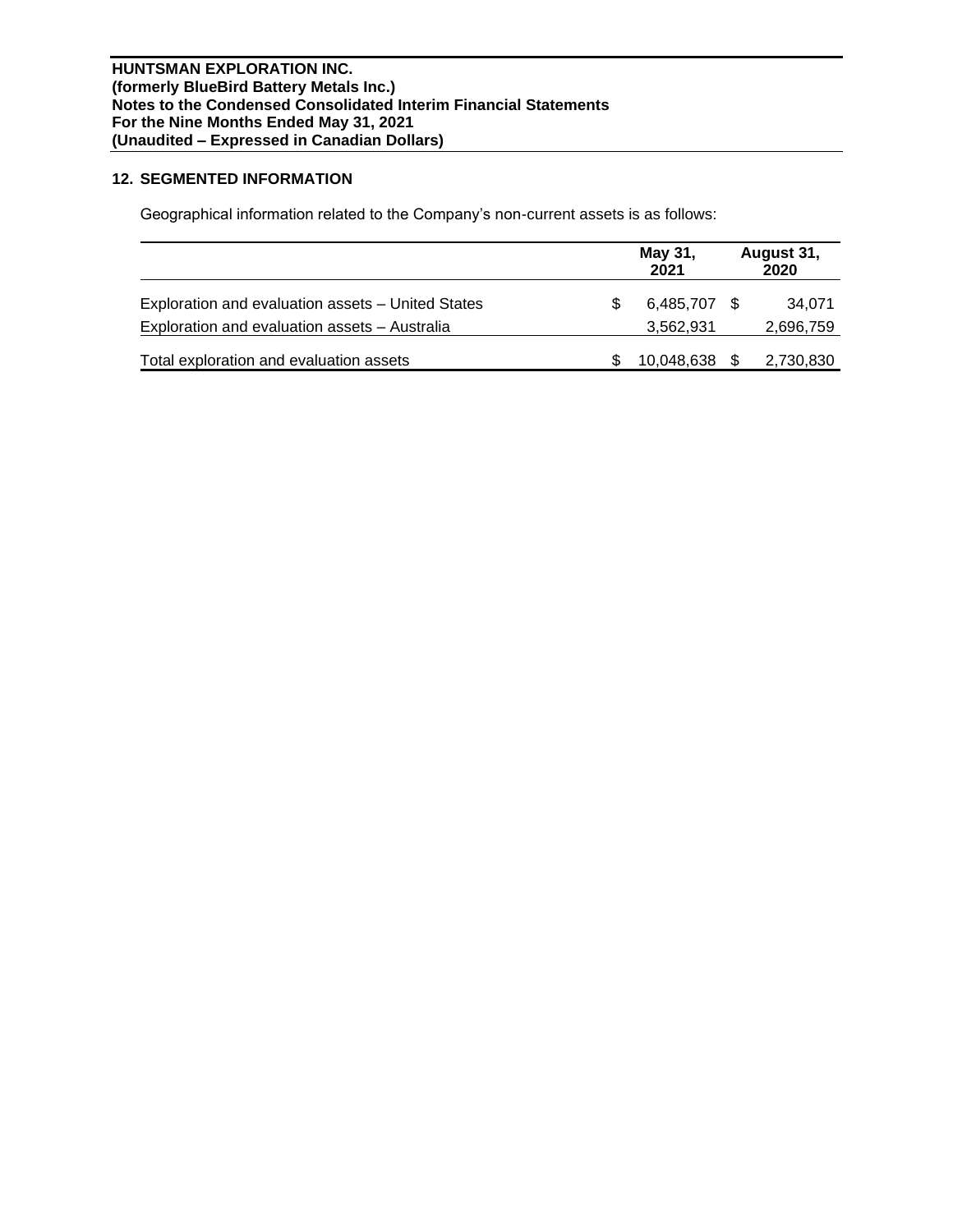## 12. SEGMENTED INFORMATION

Geographical information related to the Company's non-current assets is as follows:

| | May 31, 2021 | August 31, 2020 |
|---|---|---|
| Exploration and evaluation assets – United States | $ 6,485,707 | $ 34,071 |
| Exploration and evaluation assets – Australia | 3,562,931 | 2,696,759 |
| Total exploration and evaluation assets | $ 10,048,638 | $ 2,730,830 |